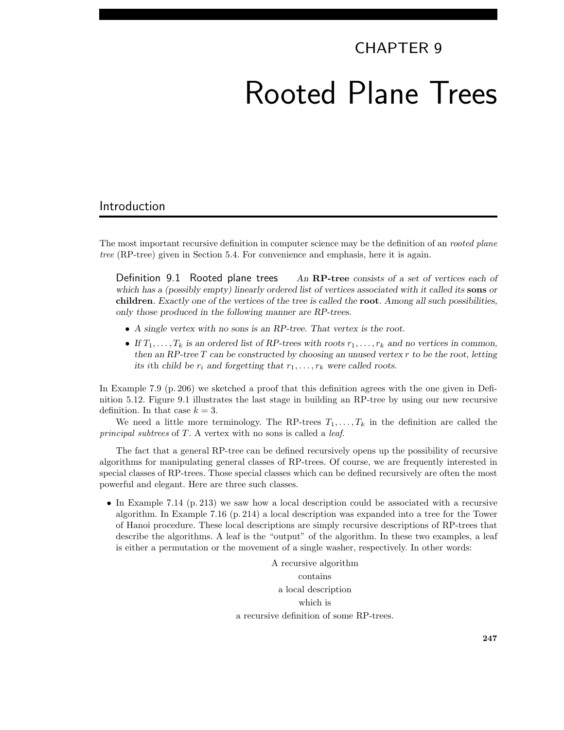# CHAPTER 9

# Rooted Plane Trees

## Introduction

The most important recursive definition in computer science may be the definition of an *rooted plane tree* (RP-tree) given in Section 5.4. For convenience and emphasis, here it is again.

> **Definition 9.1 Rooted plane trees** *An* **RP-tree** *consists of a set of vertices each of which has a (possibly empty) linearly ordered list of vertices associated with it called its* **sons** *or* **children***. Exactly one of the vertices of the tree is called the* **root***. Among all such possibilities, only those produced in the following manner are RP-trees.*
>
> - *A single vertex with no sons is an RP-tree. That vertex is the root.*
> - *If $T_1, \ldots, T_k$ is an ordered list of RP-trees with roots $r_1, \ldots, r_k$ and no vertices in common, then an RP-tree $T$ can be constructed by choosing an unused vertex $r$ to be the root, letting its $i$th child be $r_i$ and forgetting that $r_1, \ldots, r_k$ were called roots.*

In Example 7.9 (p. 206) we sketched a proof that this definition agrees with the one given in Definition 5.12. Figure 9.1 illustrates the last stage in building an RP-tree by using our new recursive definition. In that case $k = 3$.

We need a little more terminology. The RP-trees $T_1, \ldots, T_k$ in the definition are called the *principal subtrees* of $T$. A vertex with no sons is called a *leaf*.

The fact that a general RP-tree can be defined recursively opens up the possibility of recursive algorithms for manipulating general classes of RP-trees. Of course, we are frequently interested in special classes of RP-trees. Those special classes which can be defined recursively are often the most powerful and elegant. Here are three such classes.

- In Example 7.14 (p. 213) we saw how a local description could be associated with a recursive algorithm. In Example 7.16 (p. 214) a local description was expanded into a tree for the Tower of Hanoi procedure. These local descriptions are simply recursive descriptions of RP-trees that describe the algorithms. A leaf is the "output" of the algorithm. In these two examples, a leaf is either a permutation or the movement of a single washer, respectively. In other words:

  A recursive algorithm
  contains
  a local description
  which is
  a recursive definition of some RP-trees.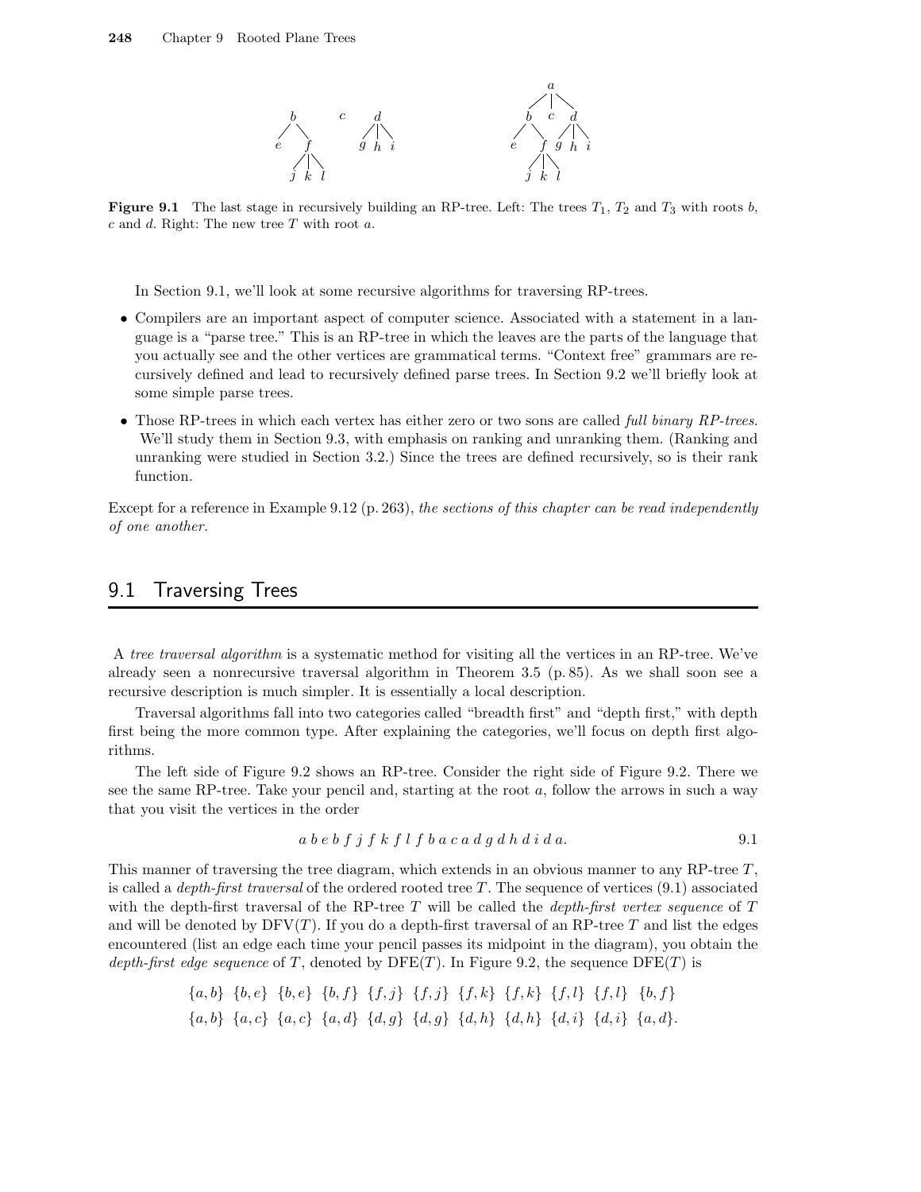**Figure 9.1** The last stage in recursively building an RP-tree. Left: The trees $T_1$, $T_2$ and $T_3$ with roots $b$, $c$ and $d$. Right: The new tree $T$ with root $a$.

In Section 9.1, we'll look at some recursive algorithms for traversing RP-trees.

- Compilers are an important aspect of computer science. Associated with a statement in a language is a "parse tree." This is an RP-tree in which the leaves are the parts of the language that you actually see and the other vertices are grammatical terms. "Context free" grammars are recursively defined and lead to recursively defined parse trees. In Section 9.2 we'll briefly look at some simple parse trees.
- Those RP-trees in which each vertex has either zero or two sons are called *full binary RP-trees*. We'll study them in Section 9.3, with emphasis on ranking and unranking them. (Ranking and unranking were studied in Section 3.2.) Since the trees are defined recursively, so is their rank function.

Except for a reference in Example 9.12 (p. 263), *the sections of this chapter can be read independently of one another.*

## 9.1 Traversing Trees

A *tree traversal algorithm* is a systematic method for visiting all the vertices in an RP-tree. We've already seen a nonrecursive traversal algorithm in Theorem 3.5 (p. 85). As we shall soon see a recursive description is much simpler. It is essentially a local description.

Traversal algorithms fall into two categories called "breadth first" and "depth first," with depth first being the more common type. After explaining the categories, we'll focus on depth first algorithms.

The left side of Figure 9.2 shows an RP-tree. Consider the right side of Figure 9.2. There we see the same RP-tree. Take your pencil and, starting at the root $a$, follow the arrows in such a way that you visit the vertices in the order

$$a\ b\ e\ b\ f\ j\ f\ k\ f\ l\ f\ b\ a\ c\ a\ d\ g\ d\ h\ d\ i\ d\ a. \tag{9.1}$$

This manner of traversing the tree diagram, which extends in an obvious manner to any RP-tree $T$, is called a *depth-first traversal* of the ordered rooted tree $T$. The sequence of vertices (9.1) associated with the depth-first traversal of the RP-tree $T$ will be called the *depth-first vertex sequence* of $T$ and will be denoted by $\mathrm{DFV}(T)$. If you do a depth-first traversal of an RP-tree $T$ and list the edges encountered (list an edge each time your pencil passes its midpoint in the diagram), you obtain the *depth-first edge sequence* of $T$, denoted by $\mathrm{DFE}(T)$. In Figure 9.2, the sequence $\mathrm{DFE}(T)$ is

$$\{a,b\}\ \{b,e\}\ \{b,e\}\ \{b,f\}\ \{f,j\}\ \{f,j\}\ \{f,k\}\ \{f,k\}\ \{f,l\}\ \{f,l\}\ \{b,f\}$$
$$\{a,b\}\ \{a,c\}\ \{a,c\}\ \{a,d\}\ \{d,g\}\ \{d,g\}\ \{d,h\}\ \{d,h\}\ \{d,i\}\ \{d,i\}\ \{a,d\}.$$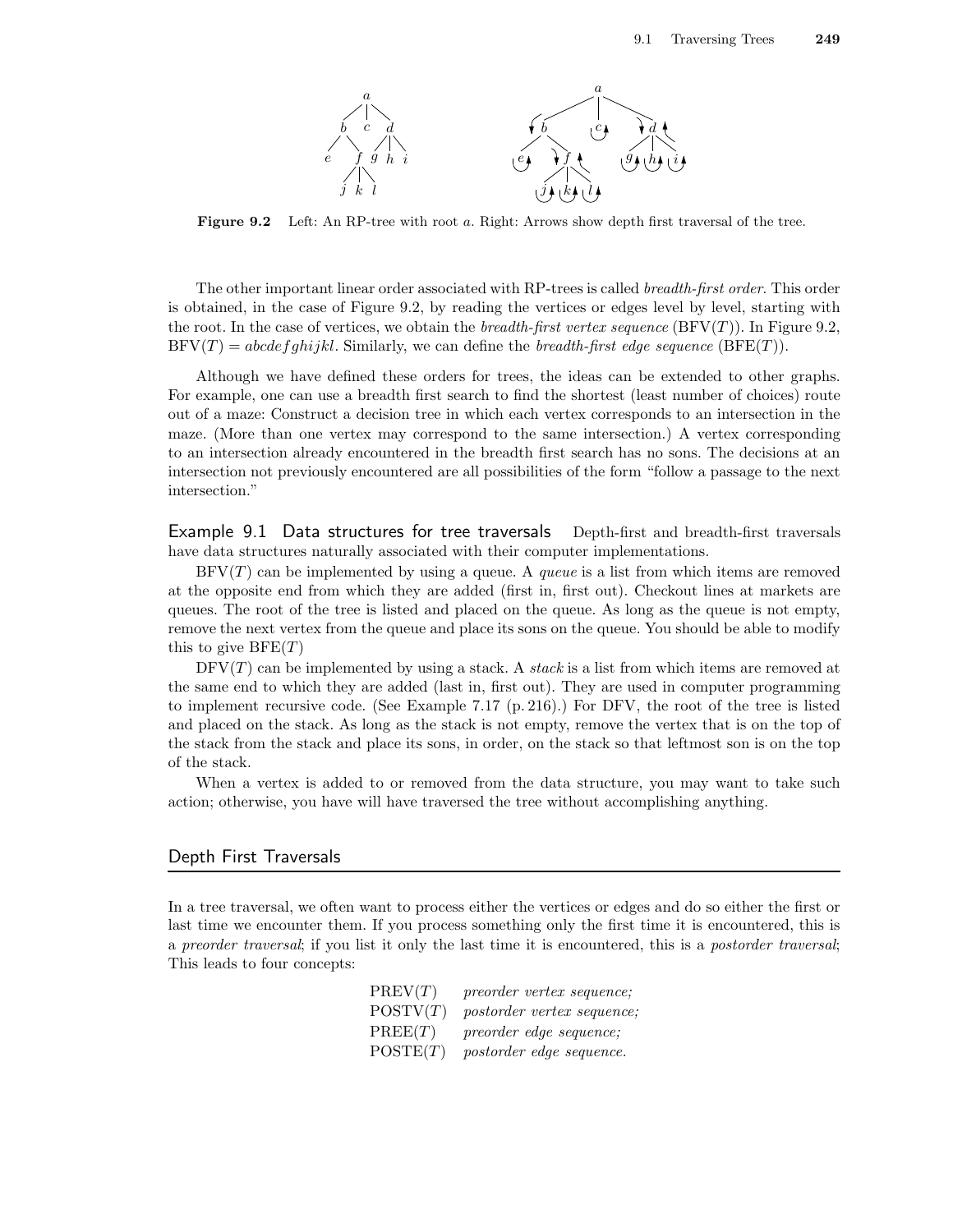a
b c d
e f g h i
j k l

a
b c d
e f g h i
j k l

**Figure 9.2** Left: An RP-tree with root $a$. Right: Arrows show depth first traversal of the tree.

The other important linear order associated with RP-trees is called *breadth-first order*. This order is obtained, in the case of Figure 9.2, by reading the vertices or edges level by level, starting with the root. In the case of vertices, we obtain the *breadth-first vertex sequence* (BFV($T$)). In Figure 9.2, BFV($T$) = $abcdefghijkl$. Similarly, we can define the *breadth-first edge sequence* (BFE($T$)).

Although we have defined these orders for trees, the ideas can be extended to other graphs. For example, one can use a breadth first search to find the shortest (least number of choices) route out of a maze: Construct a decision tree in which each vertex corresponds to an intersection in the maze. (More than one vertex may correspond to the same intersection.) A vertex corresponding to an intersection already encountered in the breadth first search has no sons. The decisions at an intersection not previously encountered are all possibilities of the form "follow a passage to the next intersection."

**Example 9.1 Data structures for tree traversals** Depth-first and breadth-first traversals have data structures naturally associated with their computer implementations.

BFV($T$) can be implemented by using a queue. A *queue* is a list from which items are removed at the opposite end from which they are added (first in, first out). Checkout lines at markets are queues. The root of the tree is listed and placed on the queue. As long as the queue is not empty, remove the next vertex from the queue and place its sons on the queue. You should be able to modify this to give BFE($T$)

DFV($T$) can be implemented by using a stack. A *stack* is a list from which items are removed at the same end to which they are added (last in, first out). They are used in computer programming to implement recursive code. (See Example 7.17 (p. 216).) For DFV, the root of the tree is listed and placed on the stack. As long as the stack is not empty, remove the vertex that is on the top of the stack from the stack and place its sons, in order, on the stack so that leftmost son is on the top of the stack.

When a vertex is added to or removed from the data structure, you may want to take such action; otherwise, you have will have traversed the tree without accomplishing anything.

## Depth First Traversals

In a tree traversal, we often want to process either the vertices or edges and do so either the first or last time we encounter them. If you process something only the first time it is encountered, this is a *preorder traversal*; if you list it only the last time it is encountered, this is a *postorder traversal*; This leads to four concepts:

| | |
|---|---|
| PREV($T$) | *preorder vertex sequence;* |
| POSTV($T$) | *postorder vertex sequence;* |
| PREE($T$) | *preorder edge sequence;* |
| POSTE($T$) | *postorder edge sequence.* |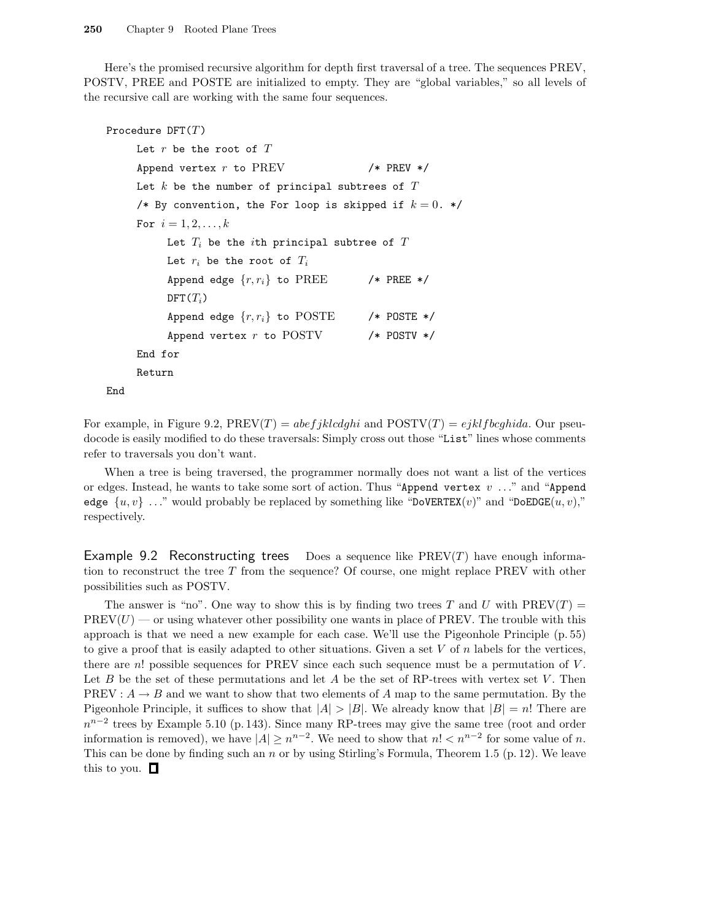Here's the promised recursive algorithm for depth first traversal of a tree. The sequences PREV, POSTV, PREE and POSTE are initialized to empty. They are "global variables," so all levels of the recursive call are working with the same four sequences.

```
Procedure DFT(T)
    Let r be the root of T
    Append vertex r to PREV                  /* PREV */
    Let k be the number of principal subtrees of T
    /* By convention, the For loop is skipped if k = 0. */
    For i = 1, 2, ..., k
        Let T_i be the ith principal subtree of T
        Let r_i be the root of T_i
        Append edge {r, r_i} to PREE         /* PREE */
        DFT(T_i)
        Append edge {r, r_i} to POSTE        /* POSTE */
        Append vertex r to POSTV             /* POSTV */
    End for
    Return
End
```

For example, in Figure 9.2, $\text{PREV}(T) = abefjklcdghi$ and $\text{POSTV}(T) = ejklfbcghida$. Our pseudocode is easily modified to do these traversals: Simply cross out those "List" lines whose comments refer to traversals you don't want.

When a tree is being traversed, the programmer normally does not want a list of the vertices or edges. Instead, he wants to take some sort of action. Thus "Append vertex $v$ ..." and "Append edge $\{u, v\}$ ..." would probably be replaced by something like "DoVERTEX($v$)" and "DoEDGE($u, v$)," respectively.

**Example 9.2 Reconstructing trees** Does a sequence like $\text{PREV}(T)$ have enough information to reconstruct the tree $T$ from the sequence? Of course, one might replace PREV with other possibilities such as POSTV.

The answer is "no". One way to show this is by finding two trees $T$ and $U$ with $\text{PREV}(T) = \text{PREV}(U)$ — or using whatever other possibility one wants in place of PREV. The trouble with this approach is that we need a new example for each case. We'll use the Pigeonhole Principle (p. 55) to give a proof that is easily adapted to other situations. Given a set $V$ of $n$ labels for the vertices, there are $n!$ possible sequences for PREV since each such sequence must be a permutation of $V$. Let $B$ be the set of these permutations and let $A$ be the set of RP-trees with vertex set $V$. Then $\text{PREV} : A \to B$ and we want to show that two elements of $A$ map to the same permutation. By the Pigeonhole Principle, it suffices to show that $|A| > |B|$. We already know that $|B| = n!$ There are $n^{n-2}$ trees by Example 5.10 (p. 143). Since many RP-trees may give the same tree (root and order information is removed), we have $|A| \geq n^{n-2}$. We need to show that $n! < n^{n-2}$ for some value of $n$. This can be done by finding such an $n$ or by using Stirling's Formula, Theorem 1.5 (p. 12). We leave this to you. ☐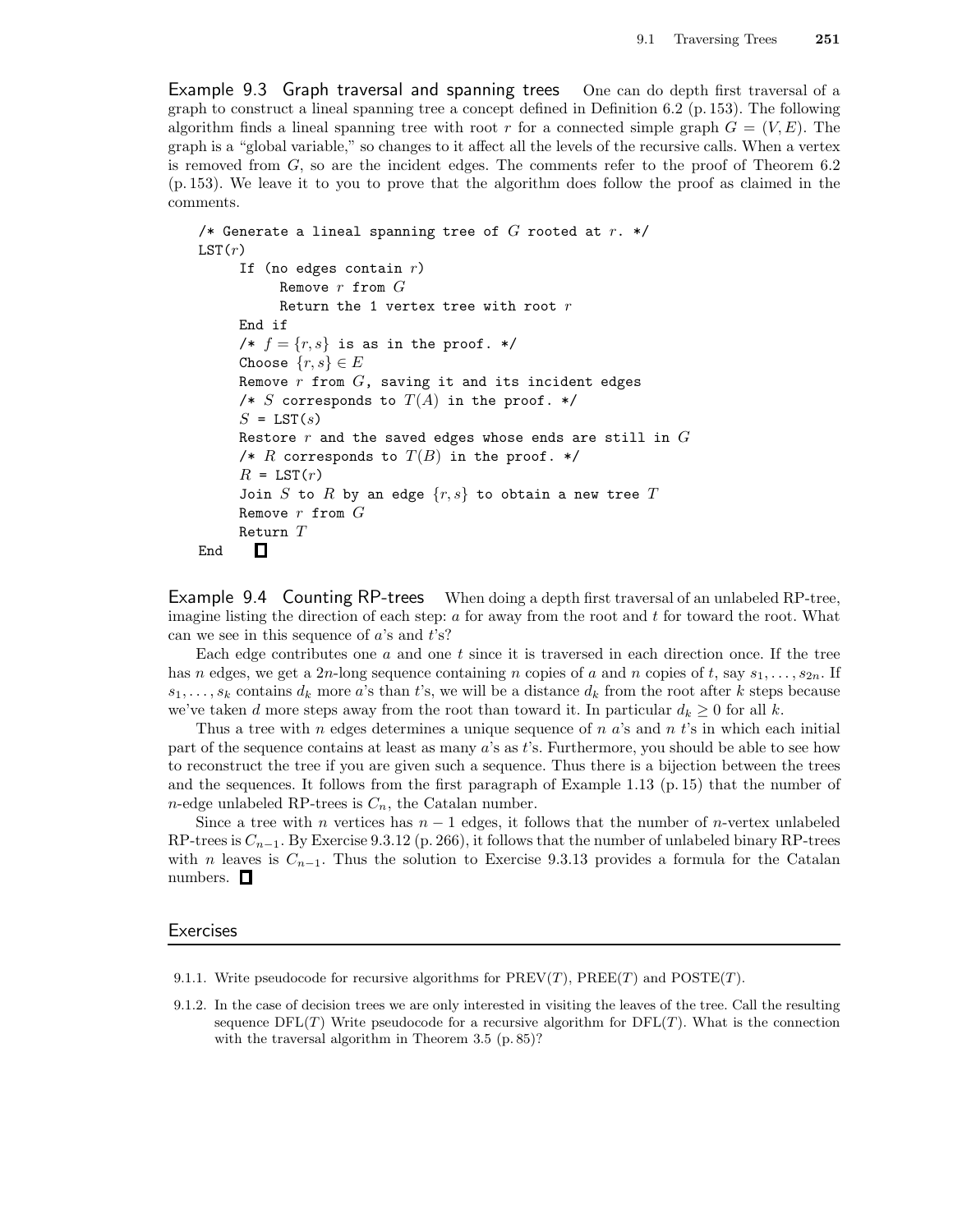**Example 9.3 Graph traversal and spanning trees** One can do depth first traversal of a graph to construct a lineal spanning tree a concept defined in Definition 6.2 (p. 153). The following algorithm finds a lineal spanning tree with root $r$ for a connected simple graph $G = (V, E)$. The graph is a "global variable," so changes to it affect all the levels of the recursive calls. When a vertex is removed from $G$, so are the incident edges. The comments refer to the proof of Theorem 6.2 (p. 153). We leave it to you to prove that the algorithm does follow the proof as claimed in the comments.

```
/* Generate a lineal spanning tree of G rooted at r. */
LST(r)
    If (no edges contain r)
        Remove r from G
        Return the 1 vertex tree with root r
    End if
    /* f = {r, s} is as in the proof. */
    Choose {r, s} ∈ E
    Remove r from G, saving it and its incident edges
    /* S corresponds to T(A) in the proof. */
    S = LST(s)
    Restore r and the saved edges whose ends are still in G
    /* R corresponds to T(B) in the proof. */
    R = LST(r)
    Join S to R by an edge {r, s} to obtain a new tree T
    Remove r from G
    Return T
End
```

□

**Example 9.4 Counting RP-trees** When doing a depth first traversal of an unlabeled RP-tree, imagine listing the direction of each step: $a$ for away from the root and $t$ for toward the root. What can we see in this sequence of $a$'s and $t$'s?

Each edge contributes one $a$ and one $t$ since it is traversed in each direction once. If the tree has $n$ edges, we get a $2n$-long sequence containing $n$ copies of $a$ and $n$ copies of $t$, say $s_1, \ldots, s_{2n}$. If $s_1, \ldots, s_k$ contains $d_k$ more $a$'s than $t$'s, we will be a distance $d_k$ from the root after $k$ steps because we've taken $d$ more steps away from the root than toward it. In particular $d_k \geq 0$ for all $k$.

Thus a tree with $n$ edges determines a unique sequence of $n$ $a$'s and $n$ $t$'s in which each initial part of the sequence contains at least as many $a$'s as $t$'s. Furthermore, you should be able to see how to reconstruct the tree if you are given such a sequence. Thus there is a bijection between the trees and the sequences. It follows from the first paragraph of Example 1.13 (p. 15) that the number of $n$-edge unlabeled RP-trees is $C_n$, the Catalan number.

Since a tree with $n$ vertices has $n - 1$ edges, it follows that the number of $n$-vertex unlabeled RP-trees is $C_{n-1}$. By Exercise 9.3.12 (p. 266), it follows that the number of unlabeled binary RP-trees with $n$ leaves is $C_{n-1}$. Thus the solution to Exercise 9.3.13 provides a formula for the Catalan numbers. □

## Exercises

9.1.1. Write pseudocode for recursive algorithms for PREV($T$), PREE($T$) and POSTE($T$).

9.1.2. In the case of decision trees we are only interested in visiting the leaves of the tree. Call the resulting sequence DFL($T$) Write pseudocode for a recursive algorithm for DFL($T$). What is the connection with the traversal algorithm in Theorem 3.5 (p. 85)?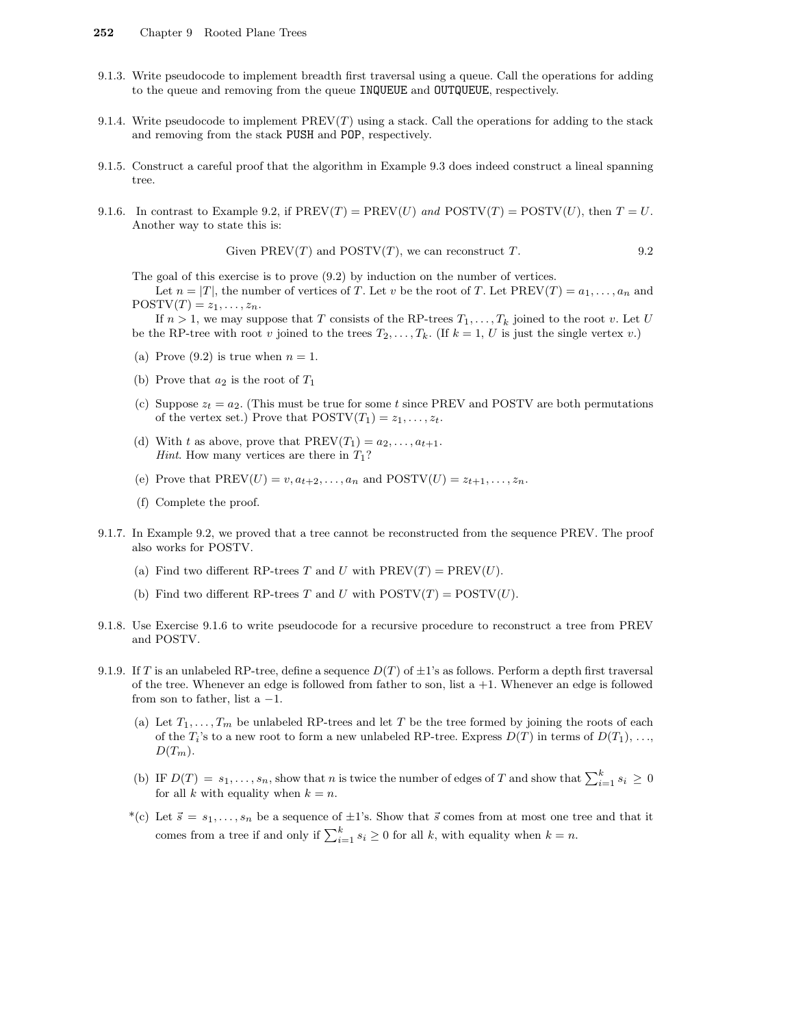9.1.3. Write pseudocode to implement breadth first traversal using a queue. Call the operations for adding to the queue and removing from the queue INQUEUE and OUTQUEUE, respectively.

9.1.4. Write pseudocode to implement PREV($T$) using a stack. Call the operations for adding to the stack and removing from the stack PUSH and POP, respectively.

9.1.5. Construct a careful proof that the algorithm in Example 9.3 does indeed construct a lineal spanning tree.

9.1.6. In contrast to Example 9.2, if PREV($T$) = PREV($U$) *and* POSTV($T$) = POSTV($U$), then $T = U$. Another way to state this is:

$$\text{Given PREV}(T) \text{ and POSTV}(T)\text{, we can reconstruct } T. \qquad 9.2$$

The goal of this exercise is to prove (9.2) by induction on the number of vertices.

Let $n = |T|$, the number of vertices of $T$. Let $v$ be the root of $T$. Let PREV($T$) $= a_1, \ldots, a_n$ and POSTV($T$) $= z_1, \ldots, z_n$.

If $n > 1$, we may suppose that $T$ consists of the RP-trees $T_1, \ldots, T_k$ joined to the root $v$. Let $U$ be the RP-tree with root $v$ joined to the trees $T_2, \ldots, T_k$. (If $k = 1$, $U$ is just the single vertex $v$.)

(a) Prove (9.2) is true when $n = 1$.

(b) Prove that $a_2$ is the root of $T_1$

(c) Suppose $z_t = a_2$. (This must be true for some $t$ since PREV and POSTV are both permutations of the vertex set.) Prove that POSTV($T_1$) $= z_1, \ldots, z_t$.

(d) With $t$ as above, prove that PREV($T_1$) $= a_2, \ldots, a_{t+1}$.
*Hint.* How many vertices are there in $T_1$?

(e) Prove that PREV($U$) $= v, a_{t+2}, \ldots, a_n$ and POSTV($U$) $= z_{t+1}, \ldots, z_n$.

(f) Complete the proof.

9.1.7. In Example 9.2, we proved that a tree cannot be reconstructed from the sequence PREV. The proof also works for POSTV.

(a) Find two different RP-trees $T$ and $U$ with PREV($T$) = PREV($U$).

(b) Find two different RP-trees $T$ and $U$ with POSTV($T$) = POSTV($U$).

9.1.8. Use Exercise 9.1.6 to write pseudocode for a recursive procedure to reconstruct a tree from PREV and POSTV.

9.1.9. If $T$ is an unlabeled RP-tree, define a sequence $D(T)$ of $\pm 1$'s as follows. Perform a depth first traversal of the tree. Whenever an edge is followed from father to son, list a $+1$. Whenever an edge is followed from son to father, list a $-1$.

(a) Let $T_1, \ldots, T_m$ be unlabeled RP-trees and let $T$ be the tree formed by joining the roots of each of the $T_i$'s to a new root to form a new unlabeled RP-tree. Express $D(T)$ in terms of $D(T_1), \ldots, D(T_m)$.

(b) IF $D(T) = s_1, \ldots, s_n$, show that $n$ is twice the number of edges of $T$ and show that $\sum_{i=1}^{k} s_i \geq 0$ for all $k$ with equality when $k = n$.

\*(c) Let $\vec{s} = s_1, \ldots, s_n$ be a sequence of $\pm 1$'s. Show that $\vec{s}$ comes from at most one tree and that it comes from a tree if and only if $\sum_{i=1}^{k} s_i \geq 0$ for all $k$, with equality when $k = n$.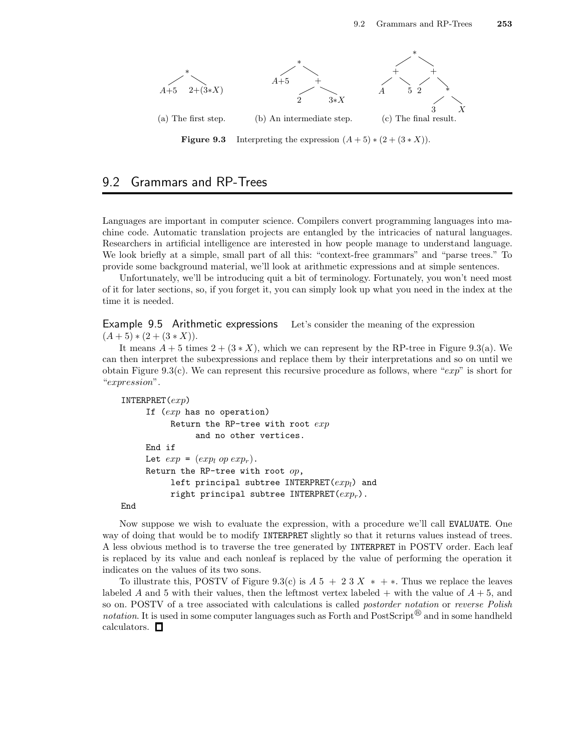(a) The first step. (b) An intermediate step. (c) The final result.

**Figure 9.3** Interpreting the expression $(A+5)*(2+(3*X))$.

## 9.2 Grammars and RP-Trees

Languages are important in computer science. Compilers convert programming languages into machine code. Automatic translation projects are entangled by the intricacies of natural languages. Researchers in artificial intelligence are interested in how people manage to understand language. We look briefly at a simple, small part of all this: "context-free grammars" and "parse trees." To provide some background material, we'll look at arithmetic expressions and at simple sentences.

Unfortunately, we'll be introducing quit a bit of terminology. Fortunately, you won't need most of it for later sections, so, if you forget it, you can simply look up what you need in the index at the time it is needed.

**Example 9.5 Arithmetic expressions** Let's consider the meaning of the expression $(A+5)*(2+(3*X))$.

It means $A+5$ times $2+(3*X)$, which we can represent by the RP-tree in Figure 9.3(a). We can then interpret the subexpressions and replace them by their interpretations and so on until we obtain Figure 9.3(c). We can represent this recursive procedure as follows, where "*exp*" is short for "*expression*".

```
INTERPRET(exp)
     If (exp has no operation)
          Return the RP-tree with root exp
               and no other vertices.
     End if
     Let exp = (exp_l op exp_r).
     Return the RP-tree with root op,
          left principal subtree INTERPRET(exp_l) and
          right principal subtree INTERPRET(exp_r).
End
```

Now suppose we wish to evaluate the expression, with a procedure we'll call EVALUATE. One way of doing that would be to modify INTERPRET slightly so that it returns values instead of trees. A less obvious method is to traverse the tree generated by INTERPRET in POSTV order. Each leaf is replaced by its value and each nonleaf is replaced by the value of performing the operation it indicates on the values of its two sons.

To illustrate this, POSTV of Figure 9.3(c) is $A\ 5\ +\ 2\ 3\ X\ *\ +\ *$. Thus we replace the leaves labeled $A$ and 5 with their values, then the leftmost vertex labeled $+$ with the value of $A+5$, and so on. POSTV of a tree associated with calculations is called *postorder notation* or *reverse Polish notation*. It is used in some computer languages such as Forth and PostScript® and in some handheld calculators. □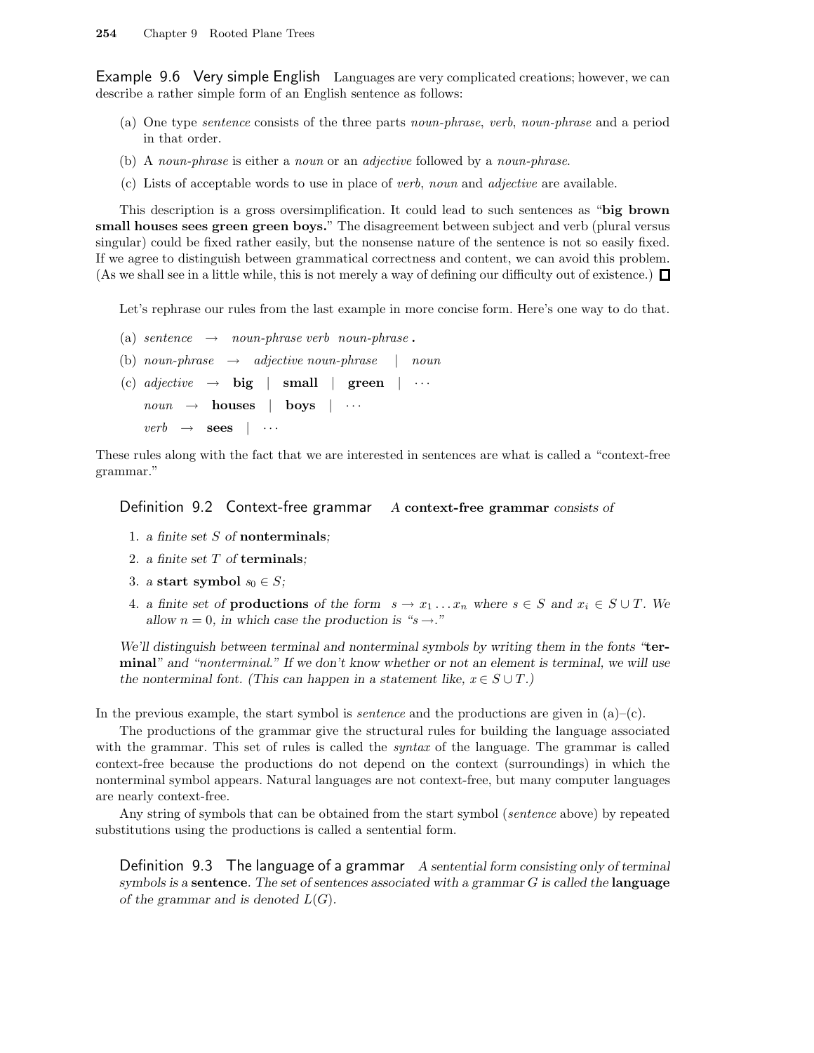**Example 9.6 Very simple English** Languages are very complicated creations; however, we can describe a rather simple form of an English sentence as follows:

(a) One type *sentence* consists of the three parts *noun-phrase*, *verb*, *noun-phrase* and a period in that order.

(b) A *noun-phrase* is either a *noun* or an *adjective* followed by a *noun-phrase*.

(c) Lists of acceptable words to use in place of *verb*, *noun* and *adjective* are available.

This description is a gross oversimplification. It could lead to such sentences as "**big brown small houses sees green green boys.**" The disagreement between subject and verb (plural versus singular) could be fixed rather easily, but the nonsense nature of the sentence is not so easily fixed. If we agree to distinguish between grammatical correctness and content, we can avoid this problem. (As we shall see in a little while, this is not merely a way of defining our difficulty out of existence.) □

Let's rephrase our rules from the last example in more concise form. Here's one way to do that.

(a) *sentence* → *noun-phrase verb noun-phrase* **.**

(b) *noun-phrase* → *adjective noun-phrase* | *noun*

(c) *adjective* → **big** | **small** | **green** | ⋯

*noun* → **houses** | **boys** | ⋯

*verb* → **sees** | ⋯

These rules along with the fact that we are interested in sentences are what is called a "context-free grammar."

**Definition 9.2 Context-free grammar** *A* **context-free grammar** *consists of*

1. *a finite set $S$ of* **nonterminals**;
2. *a finite set $T$ of* **terminals**;
3. *a* **start symbol** $s_0 \in S$;
4. *a finite set of* **productions** *of the form* $s \to x_1 \dots x_n$ *where* $s \in S$ *and* $x_i \in S \cup T$. *We allow* $n = 0$, *in which case the production is "*$s \to$.*"*

*We'll distinguish between terminal and nonterminal symbols by writing them in the fonts "***terminal***" and "nonterminal." If we don't know whether or not an element is terminal, we will use the nonterminal font. (This can happen in a statement like,* $x \in S \cup T$.*)*

In the previous example, the start symbol is *sentence* and the productions are given in (a)–(c).

The productions of the grammar give the structural rules for building the language associated with the grammar. This set of rules is called the *syntax* of the language. The grammar is called context-free because the productions do not depend on the context (surroundings) in which the nonterminal symbol appears. Natural languages are not context-free, but many computer languages are nearly context-free.

Any string of symbols that can be obtained from the start symbol (*sentence* above) by repeated substitutions using the productions is called a sentential form.

**Definition 9.3 The language of a grammar** *A sentential form consisting only of terminal symbols is a* **sentence**. *The set of sentences associated with a grammar $G$ is called the* **language** *of the grammar and is denoted $L(G)$.*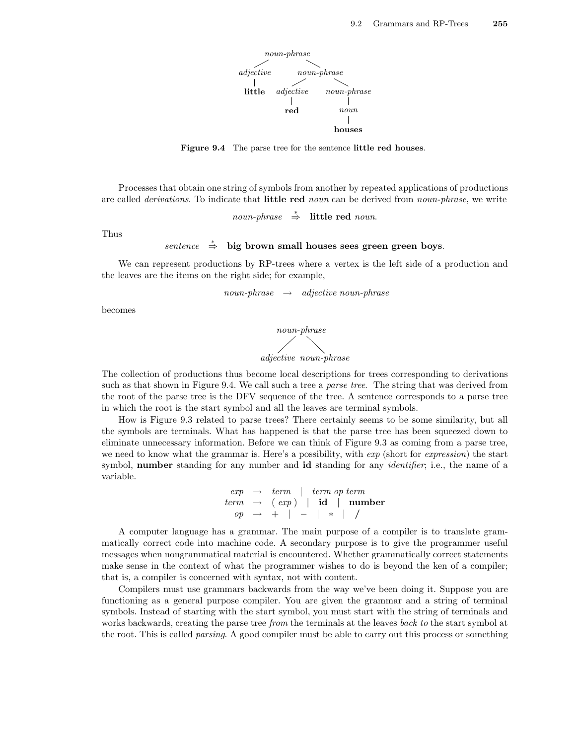```
                    noun-phrase
                   /           \
           adjective            noun-phrase
               |               /           \
            little      adjective           noun-phrase
                            |                    |
                           red                  noun
                                                 |
                                              houses
```

**Figure 9.4** The parse tree for the sentence **little red houses**.

Processes that obtain one string of symbols from another by repeated applications of productions are called *derivations*. To indicate that **little red** *noun* can be derived from *noun-phrase*, we write

$$\textit{noun-phrase} \quad \stackrel{*}{\Rightarrow} \quad \textbf{little red } \textit{noun}.$$

Thus

$$\textit{sentence} \quad \stackrel{*}{\Rightarrow} \quad \textbf{big brown small houses sees green green boys}.$$

We can represent productions by RP-trees where a vertex is the left side of a production and the leaves are the items on the right side; for example,

$$\textit{noun-phrase} \quad \rightarrow \quad \textit{adjective noun-phrase}$$

becomes

```
          noun-phrase
          /         \
   adjective       noun-phrase
```

The collection of productions thus become local descriptions for trees corresponding to derivations such as that shown in Figure 9.4. We call such a tree a *parse tree.* The string that was derived from the root of the parse tree is the DFV sequence of the tree. A sentence corresponds to a parse tree in which the root is the start symbol and all the leaves are terminal symbols.

How is Figure 9.3 related to parse trees? There certainly seems to be some similarity, but all the symbols are terminals. What has happened is that the parse tree has been squeezed down to eliminate unnecessary information. Before we can think of Figure 9.3 as coming from a parse tree, we need to know what the grammar is. Here's a possibility, with *exp* (short for *expression*) the start symbol, **number** standing for any number and **id** standing for any *identifier*; i.e., the name of a variable.

$$\begin{aligned} \textit{exp} &\rightarrow \textit{term} \quad | \quad \textit{term op term} \\ \textit{term} &\rightarrow (\ \textit{exp}\ ) \quad | \quad \textbf{id} \quad | \quad \textbf{number} \\ \textit{op} &\rightarrow + \quad | \quad - \quad | \quad * \quad | \quad / \end{aligned}$$

A computer language has a grammar. The main purpose of a compiler is to translate grammatically correct code into machine code. A secondary purpose is to give the programmer useful messages when nongrammatical material is encountered. Whether grammatically correct statements make sense in the context of what the programmer wishes to do is beyond the ken of a compiler; that is, a compiler is concerned with syntax, not with content.

Compilers must use grammars backwards from the way we've been doing it. Suppose you are functioning as a general purpose compiler. You are given the grammar and a string of terminal symbols. Instead of starting with the start symbol, you must start with the string of terminals and works backwards, creating the parse tree *from* the terminals at the leaves *back to* the start symbol at the root. This is called *parsing*. A good compiler must be able to carry out this process or something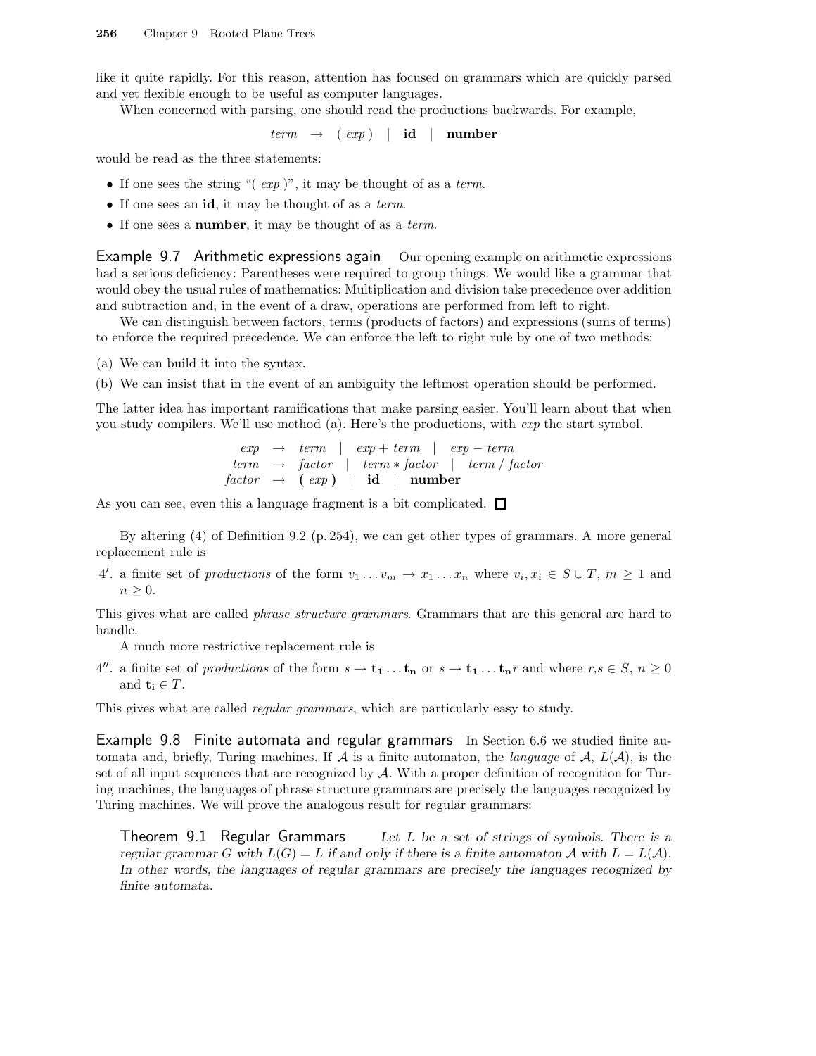like it quite rapidly. For this reason, attention has focused on grammars which are quickly parsed and yet flexible enough to be useful as computer languages.

When concerned with parsing, one should read the productions backwards. For example,

$$\mathit{term} \ \rightarrow \ (\ \mathit{exp}\ ) \ \mid \ \mathbf{id} \ \mid \ \mathbf{number}$$

would be read as the three statements:

- If one sees the string "( *exp* )", it may be thought of as a *term*.
- If one sees an **id**, it may be thought of as a *term*.
- If one sees a **number**, it may be thought of as a *term*.

**Example 9.7 Arithmetic expressions again** Our opening example on arithmetic expressions had a serious deficiency: Parentheses were required to group things. We would like a grammar that would obey the usual rules of mathematics: Multiplication and division take precedence over addition and subtraction and, in the event of a draw, operations are performed from left to right.

We can distinguish between factors, terms (products of factors) and expressions (sums of terms) to enforce the required precedence. We can enforce the left to right rule by one of two methods:

(a) We can build it into the syntax.

(b) We can insist that in the event of an ambiguity the leftmost operation should be performed.

The latter idea has important ramifications that make parsing easier. You'll learn about that when you study compilers. We'll use method (a). Here's the productions, with *exp* the start symbol.

$$\begin{array}{rcl}
\mathit{exp} & \rightarrow & \mathit{term} \ \mid \ \mathit{exp} + \mathit{term} \ \mid \ \mathit{exp} - \mathit{term} \\
\mathit{term} & \rightarrow & \mathit{factor} \ \mid \ \mathit{term} * \mathit{factor} \ \mid \ \mathit{term}\,/\,\mathit{factor} \\
\mathit{factor} & \rightarrow & \mathbf{(}\ \mathit{exp}\ \mathbf{)} \ \mid \ \mathbf{id} \ \mid \ \mathbf{number}
\end{array}$$

As you can see, even this a language fragment is a bit complicated. □

By altering (4) of Definition 9.2 (p. 254), we can get other types of grammars. A more general replacement rule is

4′. a finite set of *productions* of the form $v_1 \ldots v_m \rightarrow x_1 \ldots x_n$ where $v_i, x_i \in S \cup T$, $m \geq 1$ and $n \geq 0$.

This gives what are called *phrase structure grammars*. Grammars that are this general are hard to handle.

A much more restrictive replacement rule is

4″. a finite set of *productions* of the form $s \rightarrow \mathbf{t_1} \ldots \mathbf{t_n}$ or $s \rightarrow \mathbf{t_1} \ldots \mathbf{t_n} r$ and where $r,s \in S$, $n \geq 0$ and $\mathbf{t_i} \in T$.

This gives what are called *regular grammars*, which are particularly easy to study.

**Example 9.8 Finite automata and regular grammars** In Section 6.6 we studied finite automata and, briefly, Turing machines. If $\mathcal{A}$ is a finite automaton, the *language* of $\mathcal{A}$, $L(\mathcal{A})$, is the set of all input sequences that are recognized by $\mathcal{A}$. With a proper definition of recognition for Turing machines, the languages of phrase structure grammars are precisely the languages recognized by Turing machines. We will prove the analogous result for regular grammars:

**Theorem 9.1 Regular Grammars** *Let $L$ be a set of strings of symbols. There is a regular grammar $G$ with $L(G) = L$ if and only if there is a finite automaton $\mathcal{A}$ with $L = L(\mathcal{A})$. In other words, the languages of regular grammars are precisely the languages recognized by finite automata.*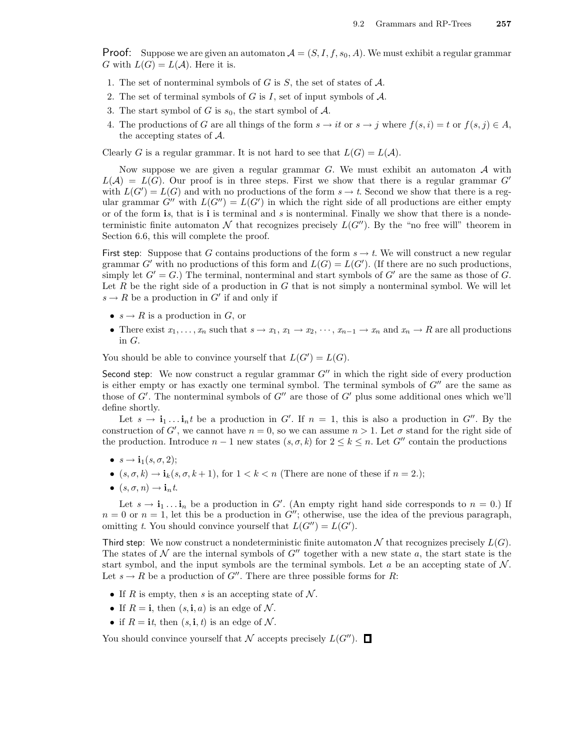**Proof:** Suppose we are given an automaton $\mathcal{A} = (S, I, f, s_0, A)$. We must exhibit a regular grammar $G$ with $L(G) = L(\mathcal{A})$. Here it is.

1. The set of nonterminal symbols of $G$ is $S$, the set of states of $\mathcal{A}$.
2. The set of terminal symbols of $G$ is $I$, set of input symbols of $\mathcal{A}$.
3. The start symbol of $G$ is $s_0$, the start symbol of $\mathcal{A}$.
4. The productions of $G$ are all things of the form $s \to it$ or $s \to j$ where $f(s,i) = t$ or $f(s,j) \in A$, the accepting states of $\mathcal{A}$.

Clearly $G$ is a regular grammar. It is not hard to see that $L(G) = L(\mathcal{A})$.

Now suppose we are given a regular grammar $G$. We must exhibit an automaton $\mathcal{A}$ with $L(\mathcal{A}) = L(G)$. Our proof is in three steps. First we show that there is a regular grammar $G'$ with $L(G') = L(G)$ and with no productions of the form $s \to t$. Second we show that there is a regular grammar $G''$ with $L(G'') = L(G')$ in which the right side of all productions are either empty or of the form $\mathbf{i}s$, that is $\mathbf{i}$ is terminal and $s$ is nonterminal. Finally we show that there is a nondeterministic finite automaton $\mathcal{N}$ that recognizes precisely $L(G'')$. By the "no free will" theorem in Section 6.6, this will complete the proof.

First step: Suppose that $G$ contains productions of the form $s \to t$. We will construct a new regular grammar $G'$ with no productions of this form and $L(G) = L(G')$. (If there are no such productions, simply let $G' = G$.) The terminal, nonterminal and start symbols of $G'$ are the same as those of $G$. Let $R$ be the right side of a production in $G$ that is not simply a nonterminal symbol. We will let $s \to R$ be a production in $G'$ if and only if

- $s \to R$ is a production in $G$, or
- There exist $x_1, \ldots, x_n$ such that $s \to x_1$, $x_1 \to x_2$, $\cdots$, $x_{n-1} \to x_n$ and $x_n \to R$ are all productions in $G$.

You should be able to convince yourself that $L(G') = L(G)$.

Second step: We now construct a regular grammar $G''$ in which the right side of every production is either empty or has exactly one terminal symbol. The terminal symbols of $G''$ are the same as those of $G'$. The nonterminal symbols of $G''$ are those of $G'$ plus some additional ones which we'll define shortly.

Let $s \to \mathbf{i}_1 \ldots \mathbf{i}_n t$ be a production in $G'$. If $n = 1$, this is also a production in $G''$. By the construction of $G'$, we cannot have $n = 0$, so we can assume $n > 1$. Let $\sigma$ stand for the right side of the production. Introduce $n - 1$ new states $(s, \sigma, k)$ for $2 \le k \le n$. Let $G''$ contain the productions

- $s \to \mathbf{i}_1(s, \sigma, 2)$;
- $(s, \sigma, k) \to \mathbf{i}_k(s, \sigma, k+1)$, for $1 < k < n$ (There are none of these if $n = 2$.);
- $(s, \sigma, n) \to \mathbf{i}_n t$.

Let $s \to \mathbf{i}_1 \ldots \mathbf{i}_n$ be a production in $G'$. (An empty right hand side corresponds to $n = 0$.) If $n = 0$ or $n = 1$, let this be a production in $G''$; otherwise, use the idea of the previous paragraph, omitting $t$. You should convince yourself that $L(G'') = L(G')$.

Third step: We now construct a nondeterministic finite automaton $\mathcal{N}$ that recognizes precisely $L(G)$. The states of $\mathcal{N}$ are the internal symbols of $G''$ together with a new state $a$, the start state is the start symbol, and the input symbols are the terminal symbols. Let $a$ be an accepting state of $\mathcal{N}$. Let $s \to R$ be a production of $G''$. There are three possible forms for $R$:

- If $R$ is empty, then $s$ is an accepting state of $\mathcal{N}$.
- If $R = \mathbf{i}$, then $(s, \mathbf{i}, a)$ is an edge of $\mathcal{N}$.
- if $R = \mathbf{i}t$, then $(s, \mathbf{i}, t)$ is an edge of $\mathcal{N}$.

You should convince yourself that $\mathcal{N}$ accepts precisely $L(G'')$. ☐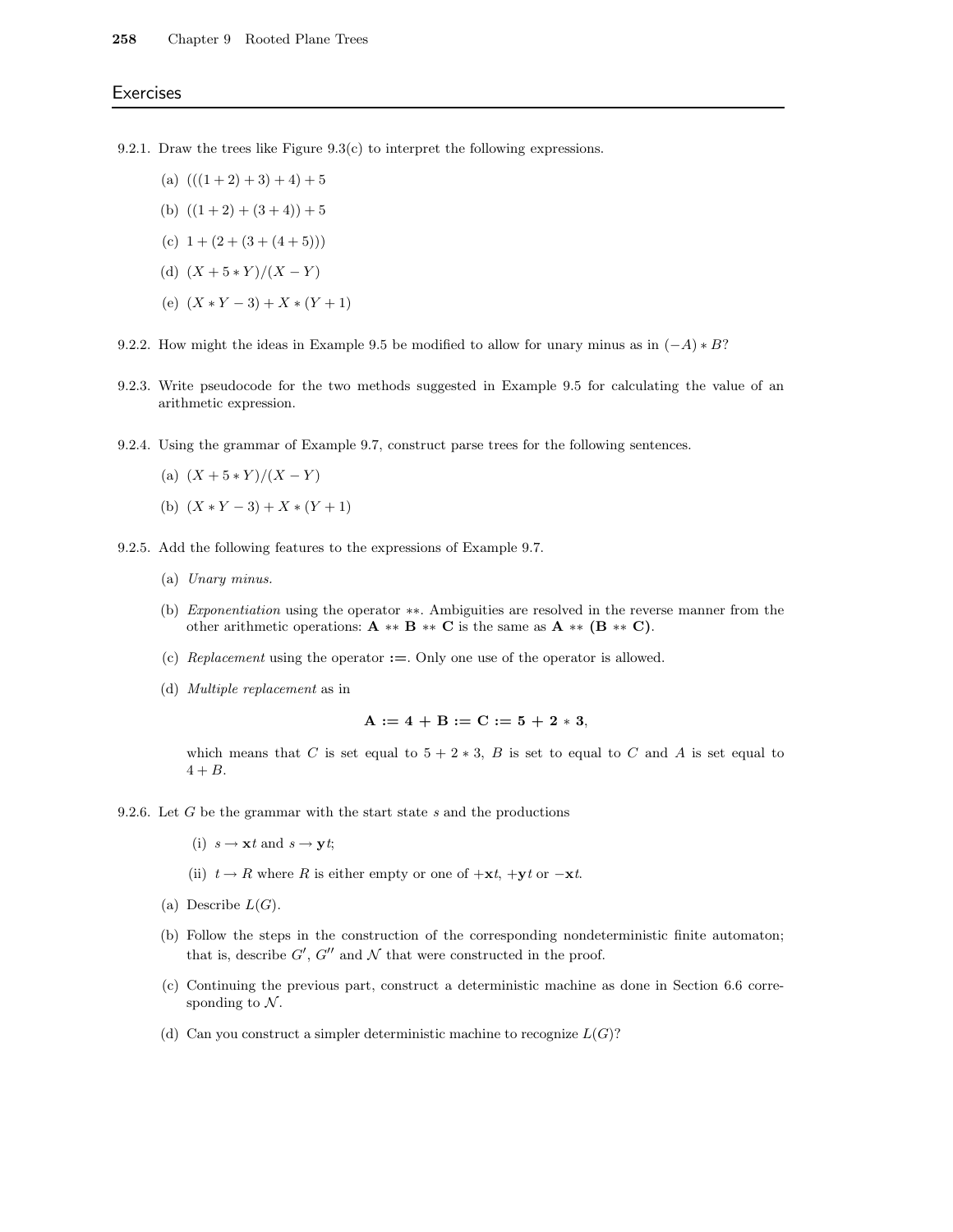## Exercises

9.2.1. Draw the trees like Figure 9.3(c) to interpret the following expressions.

(a) $(((1+2)+3)+4)+5$

(b) $((1+2)+(3+4))+5$

(c) $1+(2+(3+(4+5)))$

(d) $(X+5*Y)/(X-Y)$

(e) $(X*Y-3)+X*(Y+1)$

9.2.2. How might the ideas in Example 9.5 be modified to allow for unary minus as in $(-A)*B$?

9.2.3. Write pseudocode for the two methods suggested in Example 9.5 for calculating the value of an arithmetic expression.

9.2.4. Using the grammar of Example 9.7, construct parse trees for the following sentences.

(a) $(X+5*Y)/(X-Y)$

(b) $(X*Y-3)+X*(Y+1)$

9.2.5. Add the following features to the expressions of Example 9.7.

(a) *Unary minus.*

(b) *Exponentiation* using the operator $**$. Ambiguities are resolved in the reverse manner from the other arithmetic operations: $\mathbf{A} ** \mathbf{B} ** \mathbf{C}$ is the same as $\mathbf{A} ** (\mathbf{B} ** \mathbf{C})$.

(c) *Replacement* using the operator **:=**. Only one use of the operator is allowed.

(d) *Multiple replacement* as in

$$\mathbf{A := 4 + B := C := 5 + 2 * 3},$$

which means that $C$ is set equal to $5+2*3$, $B$ is set to equal to $C$ and $A$ is set equal to $4+B$.

9.2.6. Let $G$ be the grammar with the start state $s$ and the productions

(i) $s \to \mathbf{x}t$ and $s \to \mathbf{y}t$;

(ii) $t \to R$ where $R$ is either empty or one of $+\mathbf{x}t$, $+\mathbf{y}t$ or $-\mathbf{x}t$.

(a) Describe $L(G)$.

(b) Follow the steps in the construction of the corresponding nondeterministic finite automaton; that is, describe $G'$, $G''$ and $\mathcal{N}$ that were constructed in the proof.

(c) Continuing the previous part, construct a deterministic machine as done in Section 6.6 corresponding to $\mathcal{N}$.

(d) Can you construct a simpler deterministic machine to recognize $L(G)$?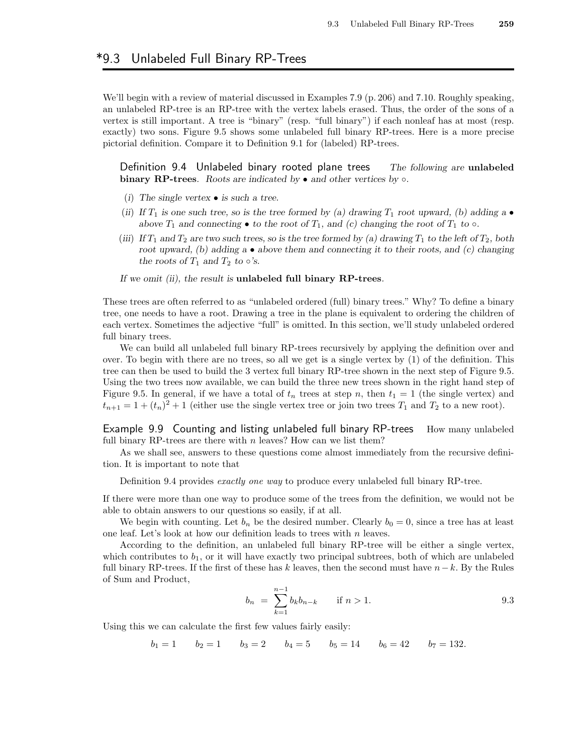## *9.3 Unlabeled Full Binary RP-Trees

We'll begin with a review of material discussed in Examples 7.9 (p. 206) and 7.10. Roughly speaking, an unlabeled RP-tree is an RP-tree with the vertex labels erased. Thus, the order of the sons of a vertex is still important. A tree is "binary" (resp. "full binary") if each nonleaf has at most (resp. exactly) two sons. Figure 9.5 shows some unlabeled full binary RP-trees. Here is a more precise pictorial definition. Compare it to Definition 9.1 for (labeled) RP-trees.

> **Definition 9.4 Unlabeled binary rooted plane trees** *The following are* **unlabeled binary RP-trees**. *Roots are indicated by $\bullet$ and other vertices by $\circ$.*
>
> (*i*) *The single vertex $\bullet$ is such a tree.*
>
> (*ii*) *If $T_1$ is one such tree, so is the tree formed by (a) drawing $T_1$ root upward, (b) adding a $\bullet$ above $T_1$ and connecting $\bullet$ to the root of $T_1$, and (c) changing the root of $T_1$ to $\circ$.*
>
> (*iii*) *If $T_1$ and $T_2$ are two such trees, so is the tree formed by (a) drawing $T_1$ to the left of $T_2$, both root upward, (b) adding a $\bullet$ above them and connecting it to their roots, and (c) changing the roots of $T_1$ and $T_2$ to $\circ$'s.*
>
> *If we omit (ii), the result is* **unlabeled full binary RP-trees**.

These trees are often referred to as "unlabeled ordered (full) binary trees." Why? To define a binary tree, one needs to have a root. Drawing a tree in the plane is equivalent to ordering the children of each vertex. Sometimes the adjective "full" is omitted. In this section, we'll study unlabeled ordered full binary trees.

We can build all unlabeled full binary RP-trees recursively by applying the definition over and over. To begin with there are no trees, so all we get is a single vertex by (1) of the definition. This tree can then be used to build the 3 vertex full binary RP-tree shown in the next step of Figure 9.5. Using the two trees now available, we can build the three new trees shown in the right hand step of Figure 9.5. In general, if we have a total of $t_n$ trees at step $n$, then $t_1 = 1$ (the single vertex) and $t_{n+1} = 1 + (t_n)^2 + 1$ (either use the single vertex tree or join two trees $T_1$ and $T_2$ to a new root).

**Example 9.9 Counting and listing unlabeled full binary RP-trees** How many unlabeled full binary RP-trees are there with $n$ leaves? How can we list them?

As we shall see, answers to these questions come almost immediately from the recursive definition. It is important to note that

> Definition 9.4 provides *exactly one way* to produce every unlabeled full binary RP-tree.

If there were more than one way to produce some of the trees from the definition, we would not be able to obtain answers to our questions so easily, if at all.

We begin with counting. Let $b_n$ be the desired number. Clearly $b_0 = 0$, since a tree has at least one leaf. Let's look at how our definition leads to trees with $n$ leaves.

According to the definition, an unlabeled full binary RP-tree will be either a single vertex, which contributes to $b_1$, or it will have exactly two principal subtrees, both of which are unlabeled full binary RP-trees. If the first of these has $k$ leaves, then the second must have $n - k$. By the Rules of Sum and Product,

$$b_n = \sum_{k=1}^{n-1} b_k b_{n-k} \qquad \text{if } n > 1. \tag{9.3}$$

Using this we can calculate the first few values fairly easily:

$$b_1 = 1 \qquad b_2 = 1 \qquad b_3 = 2 \qquad b_4 = 5 \qquad b_5 = 14 \qquad b_6 = 42 \qquad b_7 = 132.$$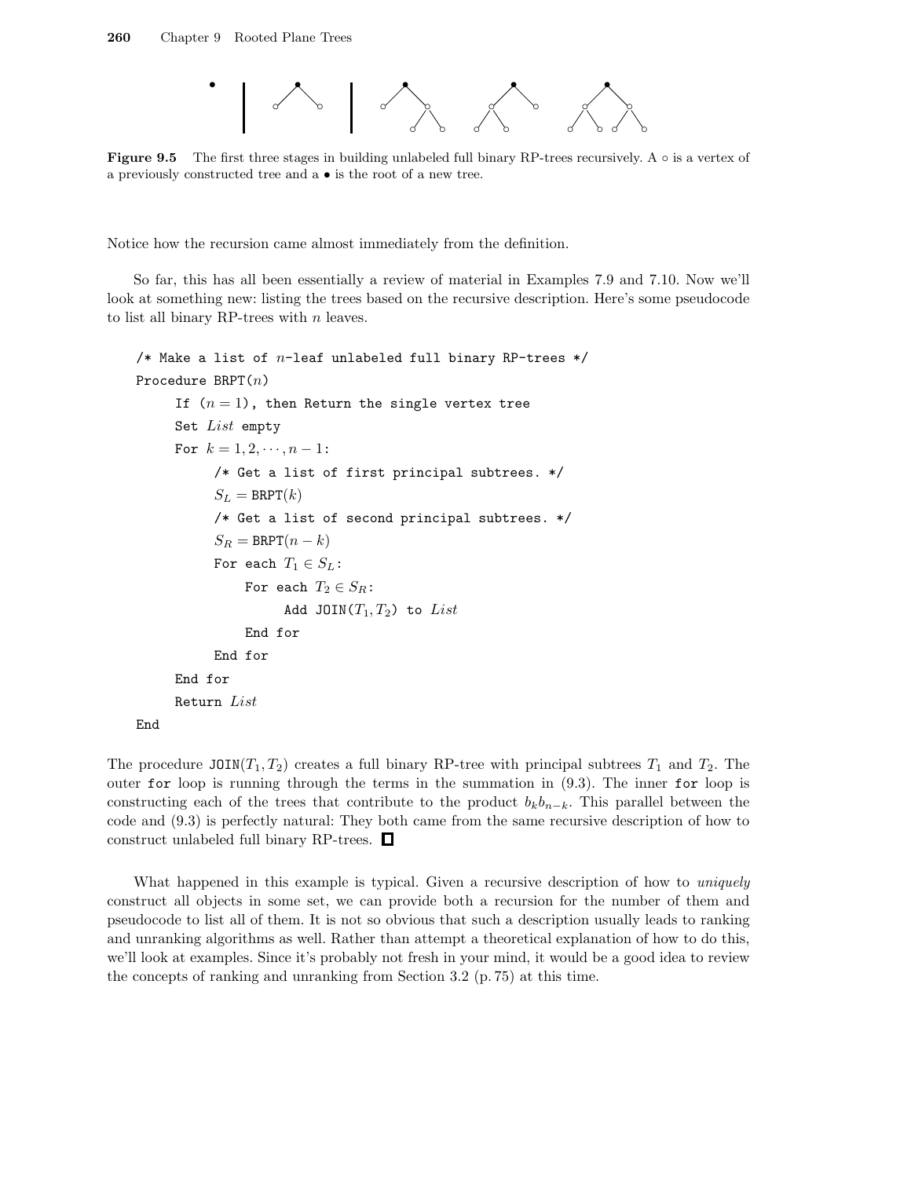**Figure 9.5** The first three stages in building unlabeled full binary RP-trees recursively. A ∘ is a vertex of a previously constructed tree and a • is the root of a new tree.

Notice how the recursion came almost immediately from the definition.

So far, this has all been essentially a review of material in Examples 7.9 and 7.10. Now we'll look at something new: listing the trees based on the recursive description. Here's some pseudocode to list all binary RP-trees with $n$ leaves.

```
/* Make a list of n-leaf unlabeled full binary RP-trees */
Procedure BRPT(n)
    If (n = 1), then Return the single vertex tree
    Set List empty
    For k = 1, 2, ..., n - 1:
        /* Get a list of first principal subtrees. */
        S_L = BRPT(k)
        /* Get a list of second principal subtrees. */
        S_R = BRPT(n - k)
        For each T_1 ∈ S_L:
            For each T_2 ∈ S_R:
                Add JOIN(T_1, T_2) to List
            End for
        End for
    End for
    Return List
End
```

The procedure JOIN$(T_1, T_2)$ creates a full binary RP-tree with principal subtrees $T_1$ and $T_2$. The outer for loop is running through the terms in the summation in (9.3). The inner for loop is constructing each of the trees that contribute to the product $b_k b_{n-k}$. This parallel between the code and (9.3) is perfectly natural: They both came from the same recursive description of how to construct unlabeled full binary RP-trees. □

What happened in this example is typical. Given a recursive description of how to *uniquely* construct all objects in some set, we can provide both a recursion for the number of them and pseudocode to list all of them. It is not so obvious that such a description usually leads to ranking and unranking algorithms as well. Rather than attempt a theoretical explanation of how to do this, we'll look at examples. Since it's probably not fresh in your mind, it would be a good idea to review the concepts of ranking and unranking from Section 3.2 (p. 75) at this time.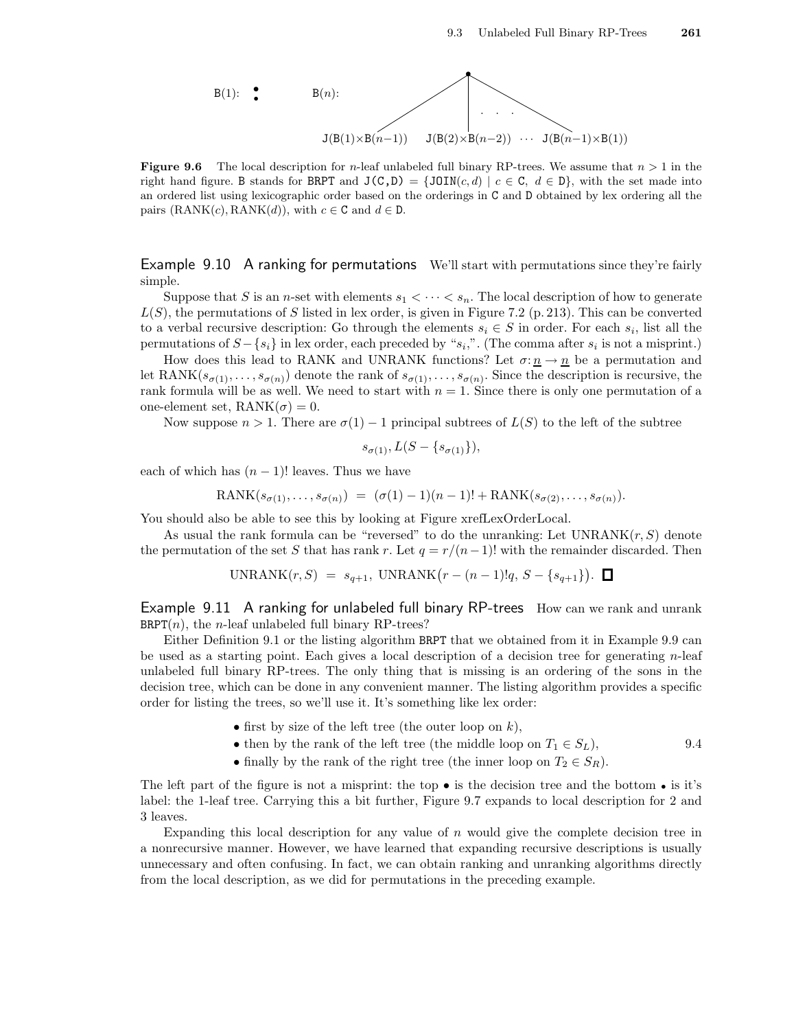B(1): :    B(n): [root with subtrees] J(B(1)×B(n−1))   J(B(2)×B(n−2))  ⋯  J(B(n−1)×B(1))

**Figure 9.6** The local description for $n$-leaf unlabeled full binary RP-trees. We assume that $n > 1$ in the right hand figure. B stands for BRPT and $\texttt{J(C,D)} = \{\texttt{JOIN}(c,d) \mid c \in \texttt{C},\ d \in \texttt{D}\}$, with the set made into an ordered list using lexicographic order based on the orderings in C and D obtained by lex ordering all the pairs $(\text{RANK}(c), \text{RANK}(d))$, with $c \in \texttt{C}$ and $d \in \texttt{D}$.

**Example 9.10 A ranking for permutations** We'll start with permutations since they're fairly simple.

Suppose that $S$ is an $n$-set with elements $s_1 < \cdots < s_n$. The local description of how to generate $L(S)$, the permutations of $S$ listed in lex order, is given in Figure 7.2 (p. 213). This can be converted to a verbal recursive description: Go through the elements $s_i \in S$ in order. For each $s_i$, list all the permutations of $S - \{s_i\}$ in lex order, each preceded by "$s_i$,". (The comma after $s_i$ is not a misprint.)

How does this lead to RANK and UNRANK functions? Let $\sigma: \underline{n} \to \underline{n}$ be a permutation and let $\text{RANK}(s_{\sigma(1)}, \ldots, s_{\sigma(n)})$ denote the rank of $s_{\sigma(1)}, \ldots, s_{\sigma(n)}$. Since the description is recursive, the rank formula will be as well. We need to start with $n = 1$. Since there is only one permutation of a one-element set, $\text{RANK}(\sigma) = 0$.

Now suppose $n > 1$. There are $\sigma(1) - 1$ principal subtrees of $L(S)$ to the left of the subtree

$$s_{\sigma(1)}, L(S - \{s_{\sigma(1)}\}),$$

each of which has $(n-1)!$ leaves. Thus we have

$$\text{RANK}(s_{\sigma(1)}, \ldots, s_{\sigma(n)}) \;=\; (\sigma(1) - 1)(n-1)! + \text{RANK}(s_{\sigma(2)}, \ldots, s_{\sigma(n)}).$$

You should also be able to see this by looking at Figure xrefLexOrderLocal.

As usual the rank formula can be "reversed" to do the unranking: Let $\text{UNRANK}(r, S)$ denote the permutation of the set $S$ that has rank $r$. Let $q = r/(n-1)!$ with the remainder discarded. Then

$$\text{UNRANK}(r, S) \;=\; s_{q+1},\ \text{UNRANK}\big(r - (n-1)!q,\ S - \{s_{q+1}\}\big). \quad \square$$

**Example 9.11 A ranking for unlabeled full binary RP-trees** How can we rank and unrank $\texttt{BRPT}(n)$, the $n$-leaf unlabeled full binary RP-trees?

Either Definition 9.1 or the listing algorithm BRPT that we obtained from it in Example 9.9 can be used as a starting point. Each gives a local description of a decision tree for generating $n$-leaf unlabeled full binary RP-trees. The only thing that is missing is an ordering of the sons in the decision tree, which can be done in any convenient manner. The listing algorithm provides a specific order for listing the trees, so we'll use it. It's something like lex order:

- first by size of the left tree (the outer loop on $k$),
- then by the rank of the left tree (the middle loop on $T_1 \in S_L$), (9.4)
- finally by the rank of the right tree (the inner loop on $T_2 \in S_R$).

The left part of the figure is not a misprint: the top • is the decision tree and the bottom • is it's label: the 1-leaf tree. Carrying this a bit further, Figure 9.7 expands to local description for 2 and 3 leaves.

Expanding this local description for any value of $n$ would give the complete decision tree in a nonrecursive manner. However, we have learned that expanding recursive descriptions is usually unnecessary and often confusing. In fact, we can obtain ranking and unranking algorithms directly from the local description, as we did for permutations in the preceding example.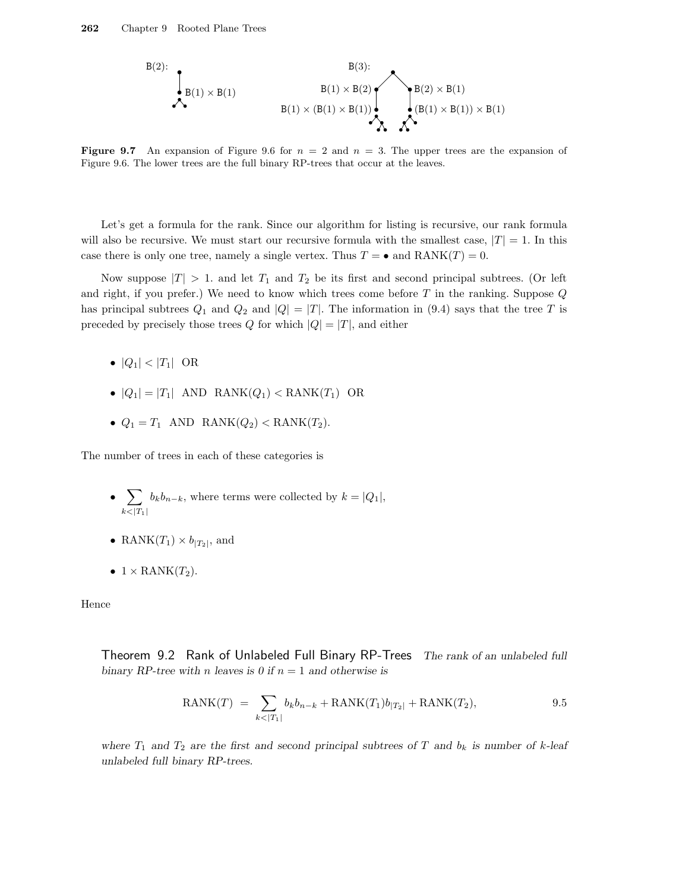**Figure 9.7** An expansion of Figure 9.6 for $n = 2$ and $n = 3$. The upper trees are the expansion of Figure 9.6. The lower trees are the full binary RP-trees that occur at the leaves.

Let's get a formula for the rank. Since our algorithm for listing is recursive, our rank formula will also be recursive. We must start our recursive formula with the smallest case, $|T| = 1$. In this case there is only one tree, namely a single vertex. Thus $T = \bullet$ and $\text{RANK}(T) = 0$.

Now suppose $|T| > 1$. and let $T_1$ and $T_2$ be its first and second principal subtrees. (Or left and right, if you prefer.) We need to know which trees come before $T$ in the ranking. Suppose $Q$ has principal subtrees $Q_1$ and $Q_2$ and $|Q| = |T|$. The information in (9.4) says that the tree $T$ is preceded by precisely those trees $Q$ for which $|Q| = |T|$, and either

- $|Q_1| < |T_1|$ OR
- $|Q_1| = |T_1|$ AND $\text{RANK}(Q_1) < \text{RANK}(T_1)$ OR
- $Q_1 = T_1$ AND $\text{RANK}(Q_2) < \text{RANK}(T_2)$.

The number of trees in each of these categories is

- $\sum_{k<|T_1|} b_k b_{n-k}$, where terms were collected by $k = |Q_1|$,
- $\text{RANK}(T_1) \times b_{|T_2|}$, and
- $1 \times \text{RANK}(T_2)$.

Hence

**Theorem 9.2 Rank of Unlabeled Full Binary RP-Trees** *The rank of an unlabeled full binary RP-tree with $n$ leaves is 0 if $n = 1$ and otherwise is*

$$\text{RANK}(T) \;=\; \sum_{k<|T_1|} b_k b_{n-k} + \text{RANK}(T_1) b_{|T_2|} + \text{RANK}(T_2), \qquad 9.5$$

*where $T_1$ and $T_2$ are the first and second principal subtrees of $T$ and $b_k$ is number of $k$-leaf unlabeled full binary RP-trees.*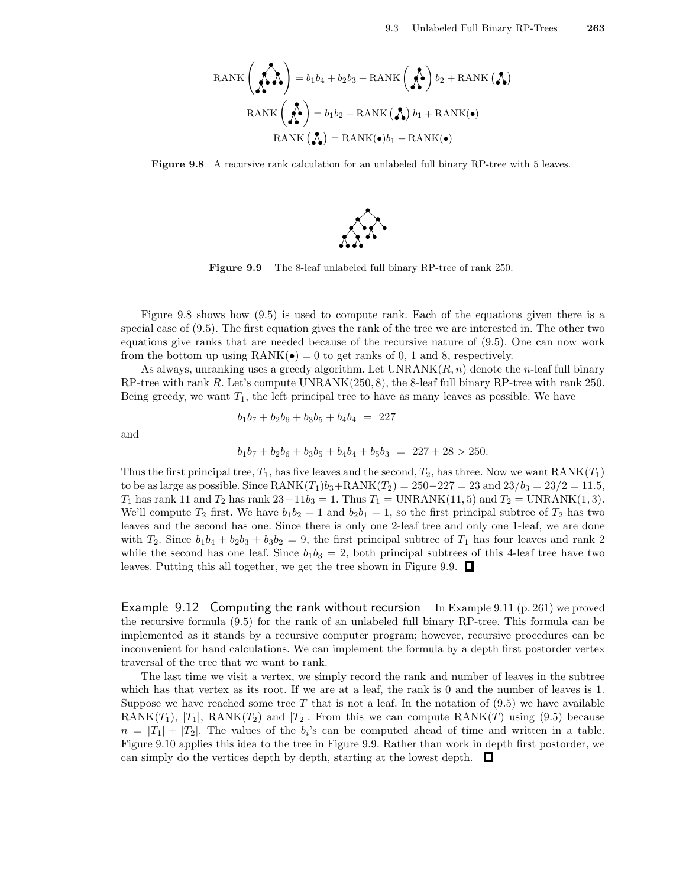$$\text{RANK}\left(\text{tree}\right) = b_1b_4 + b_2b_3 + \text{RANK}\left(\text{tree}\right) b_2 + \text{RANK}\left(\text{tree}\right)$$

$$\text{RANK}\left(\text{tree}\right) = b_1b_2 + \text{RANK}\left(\text{tree}\right) b_1 + \text{RANK}(\bullet)$$

$$\text{RANK}\left(\text{tree}\right) = \text{RANK}(\bullet)b_1 + \text{RANK}(\bullet)$$

**Figure 9.8** A recursive rank calculation for an unlabeled full binary RP-tree with 5 leaves.

**Figure 9.9** The 8-leaf unlabeled full binary RP-tree of rank 250.

Figure 9.8 shows how (9.5) is used to compute rank. Each of the equations given there is a special case of (9.5). The first equation gives the rank of the tree we are interested in. The other two equations give ranks that are needed because of the recursive nature of (9.5). One can now work from the bottom up using $\text{RANK}(\bullet) = 0$ to get ranks of 0, 1 and 8, respectively.

As always, unranking uses a greedy algorithm. Let $\text{UNRANK}(R, n)$ denote the $n$-leaf full binary RP-tree with rank $R$. Let's compute $\text{UNRANK}(250, 8)$, the 8-leaf full binary RP-tree with rank 250. Being greedy, we want $T_1$, the left principal tree to have as many leaves as possible. We have

$$b_1b_7 + b_2b_6 + b_3b_5 + b_4b_4 \;=\; 227$$

and

$$b_1b_7 + b_2b_6 + b_3b_5 + b_4b_4 + b_5b_3 \;=\; 227 + 28 > 250.$$

Thus the first principal tree, $T_1$, has five leaves and the second, $T_2$, has three. Now we want $\text{RANK}(T_1)$ to be as large as possible. Since $\text{RANK}(T_1)b_3 + \text{RANK}(T_2) = 250 - 227 = 23$ and $23/b_3 = 23/2 = 11.5$, $T_1$ has rank 11 and $T_2$ has rank $23 - 11b_3 = 1$. Thus $T_1 = \text{UNRANK}(11, 5)$ and $T_2 = \text{UNRANK}(1, 3)$. We'll compute $T_2$ first. We have $b_1b_2 = 1$ and $b_2b_1 = 1$, so the first principal subtree of $T_2$ has two leaves and the second has one. Since there is only one 2-leaf tree and only one 1-leaf, we are done with $T_2$. Since $b_1b_4 + b_2b_3 + b_3b_2 = 9$, the first principal subtree of $T_1$ has four leaves and rank 2 while the second has one leaf. Since $b_1b_3 = 2$, both principal subtrees of this 4-leaf tree have two leaves. Putting this all together, we get the tree shown in Figure 9.9. □

**Example 9.12 Computing the rank without recursion** In Example 9.11 (p. 261) we proved the recursive formula (9.5) for the rank of an unlabeled full binary RP-tree. This formula can be implemented as it stands by a recursive computer program; however, recursive procedures can be inconvenient for hand calculations. We can implement the formula by a depth first postorder vertex traversal of the tree that we want to rank.

The last time we visit a vertex, we simply record the rank and number of leaves in the subtree which has that vertex as its root. If we are at a leaf, the rank is 0 and the number of leaves is 1. Suppose we have reached some tree $T$ that is not a leaf. In the notation of (9.5) we have available $\text{RANK}(T_1)$, $|T_1|$, $\text{RANK}(T_2)$ and $|T_2|$. From this we can compute $\text{RANK}(T)$ using (9.5) because $n = |T_1| + |T_2|$. The values of the $b_i$'s can be computed ahead of time and written in a table. Figure 9.10 applies this idea to the tree in Figure 9.9. Rather than work in depth first postorder, we can simply do the vertices depth by depth, starting at the lowest depth. □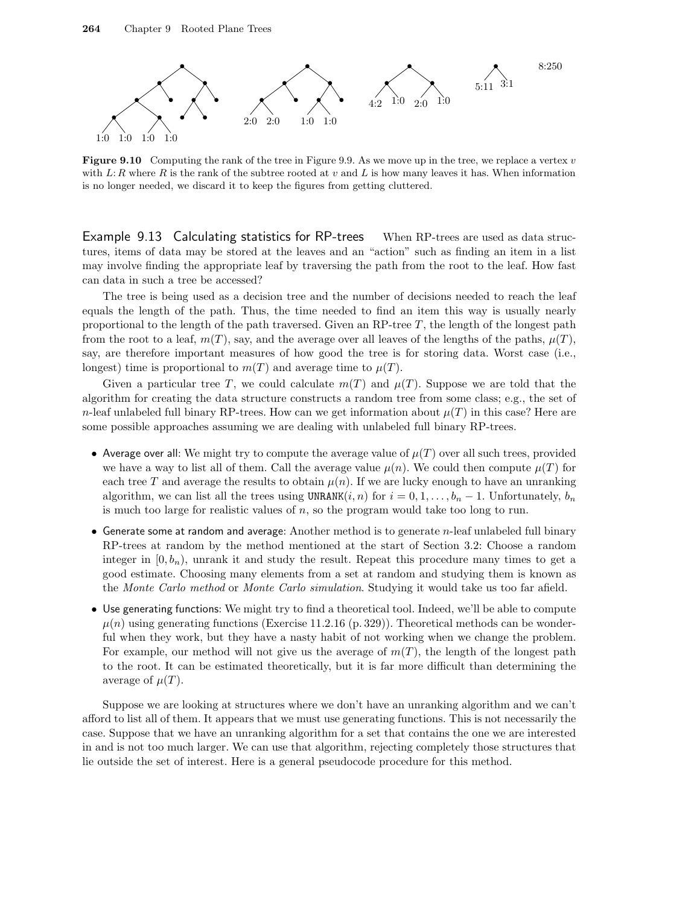**Figure 9.10** Computing the rank of the tree in Figure 9.9. As we move up in the tree, we replace a vertex $v$ with $L{:}\,R$ where $R$ is the rank of the subtree rooted at $v$ and $L$ is how many leaves it has. When information is no longer needed, we discard it to keep the figures from getting cluttered.

## Example 9.13 Calculating statistics for RP-trees

When RP-trees are used as data structures, items of data may be stored at the leaves and an "action" such as finding an item in a list may involve finding the appropriate leaf by traversing the path from the root to the leaf. How fast can data in such a tree be accessed?

The tree is being used as a decision tree and the number of decisions needed to reach the leaf equals the length of the path. Thus, the time needed to find an item this way is usually nearly proportional to the length of the path traversed. Given an RP-tree $T$, the length of the longest path from the root to a leaf, $m(T)$, say, and the average over all leaves of the lengths of the paths, $\mu(T)$, say, are therefore important measures of how good the tree is for storing data. Worst case (i.e., longest) time is proportional to $m(T)$ and average time to $\mu(T)$.

Given a particular tree $T$, we could calculate $m(T)$ and $\mu(T)$. Suppose we are told that the algorithm for creating the data structure constructs a random tree from some class; e.g., the set of $n$-leaf unlabeled full binary RP-trees. How can we get information about $\mu(T)$ in this case? Here are some possible approaches assuming we are dealing with unlabeled full binary RP-trees.

- Average over all: We might try to compute the average value of $\mu(T)$ over all such trees, provided we have a way to list all of them. Call the average value $\mu(n)$. We could then compute $\mu(T)$ for each tree $T$ and average the results to obtain $\mu(n)$. If we are lucky enough to have an unranking algorithm, we can list all the trees using `UNRANK`$(i, n)$ for $i = 0, 1, \ldots, b_n - 1$. Unfortunately, $b_n$ is much too large for realistic values of $n$, so the program would take too long to run.
- Generate some at random and average: Another method is to generate $n$-leaf unlabeled full binary RP-trees at random by the method mentioned at the start of Section 3.2: Choose a random integer in $[0, b_n)$, unrank it and study the result. Repeat this procedure many times to get a good estimate. Choosing many elements from a set at random and studying them is known as the *Monte Carlo method* or *Monte Carlo simulation*. Studying it would take us too far afield.
- Use generating functions: We might try to find a theoretical tool. Indeed, we'll be able to compute $\mu(n)$ using generating functions (Exercise 11.2.16 (p. 329)). Theoretical methods can be wonderful when they work, but they have a nasty habit of not working when we change the problem. For example, our method will not give us the average of $m(T)$, the length of the longest path to the root. It can be estimated theoretically, but it is far more difficult than determining the average of $\mu(T)$.

Suppose we are looking at structures where we don't have an unranking algorithm and we can't afford to list all of them. It appears that we must use generating functions. This is not necessarily the case. Suppose that we have an unranking algorithm for a set that contains the one we are interested in and is not too much larger. We can use that algorithm, rejecting completely those structures that lie outside the set of interest. Here is a general pseudocode procedure for this method.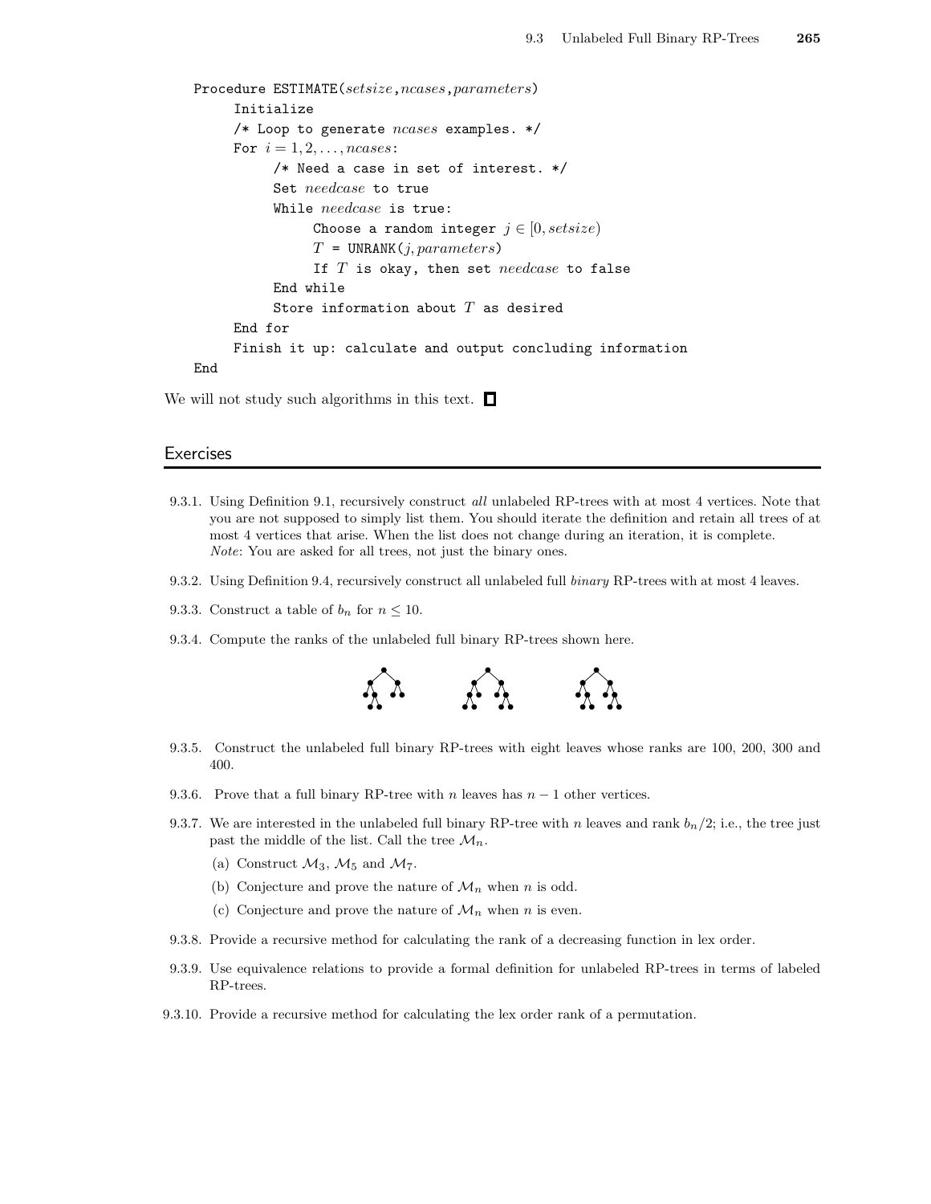```
Procedure ESTIMATE(setsize,ncases,parameters)
     Initialize
     /* Loop to generate ncases examples. */
     For i = 1,2,...,ncases:
          /* Need a case in set of interest. */
          Set needcase to true
          While needcase is true:
               Choose a random integer j ∈ [0,setsize)
               T = UNRANK(j,parameters)
               If T is okay, then set needcase to false
          End while
          Store information about T as desired
     End for
     Finish it up: calculate and output concluding information
End
```

We will not study such algorithms in this text. □

## Exercises

9.3.1. Using Definition 9.1, recursively construct *all* unlabeled RP-trees with at most 4 vertices. Note that you are not supposed to simply list them. You should iterate the definition and retain all trees of at most 4 vertices that arise. When the list does not change during an iteration, it is complete. *Note*: You are asked for all trees, not just the binary ones.

9.3.2. Using Definition 9.4, recursively construct all unlabeled full *binary* RP-trees with at most 4 leaves.

9.3.3. Construct a table of $b_n$ for $n \leq 10$.

9.3.4. Compute the ranks of the unlabeled full binary RP-trees shown here.

9.3.5. Construct the unlabeled full binary RP-trees with eight leaves whose ranks are 100, 200, 300 and 400.

9.3.6. Prove that a full binary RP-tree with $n$ leaves has $n-1$ other vertices.

9.3.7. We are interested in the unlabeled full binary RP-tree with $n$ leaves and rank $b_n/2$; i.e., the tree just past the middle of the list. Call the tree $\mathcal{M}_n$.

(a) Construct $\mathcal{M}_3$, $\mathcal{M}_5$ and $\mathcal{M}_7$.

(b) Conjecture and prove the nature of $\mathcal{M}_n$ when $n$ is odd.

(c) Conjecture and prove the nature of $\mathcal{M}_n$ when $n$ is even.

9.3.8. Provide a recursive method for calculating the rank of a decreasing function in lex order.

9.3.9. Use equivalence relations to provide a formal definition for unlabeled RP-trees in terms of labeled RP-trees.

9.3.10. Provide a recursive method for calculating the lex order rank of a permutation.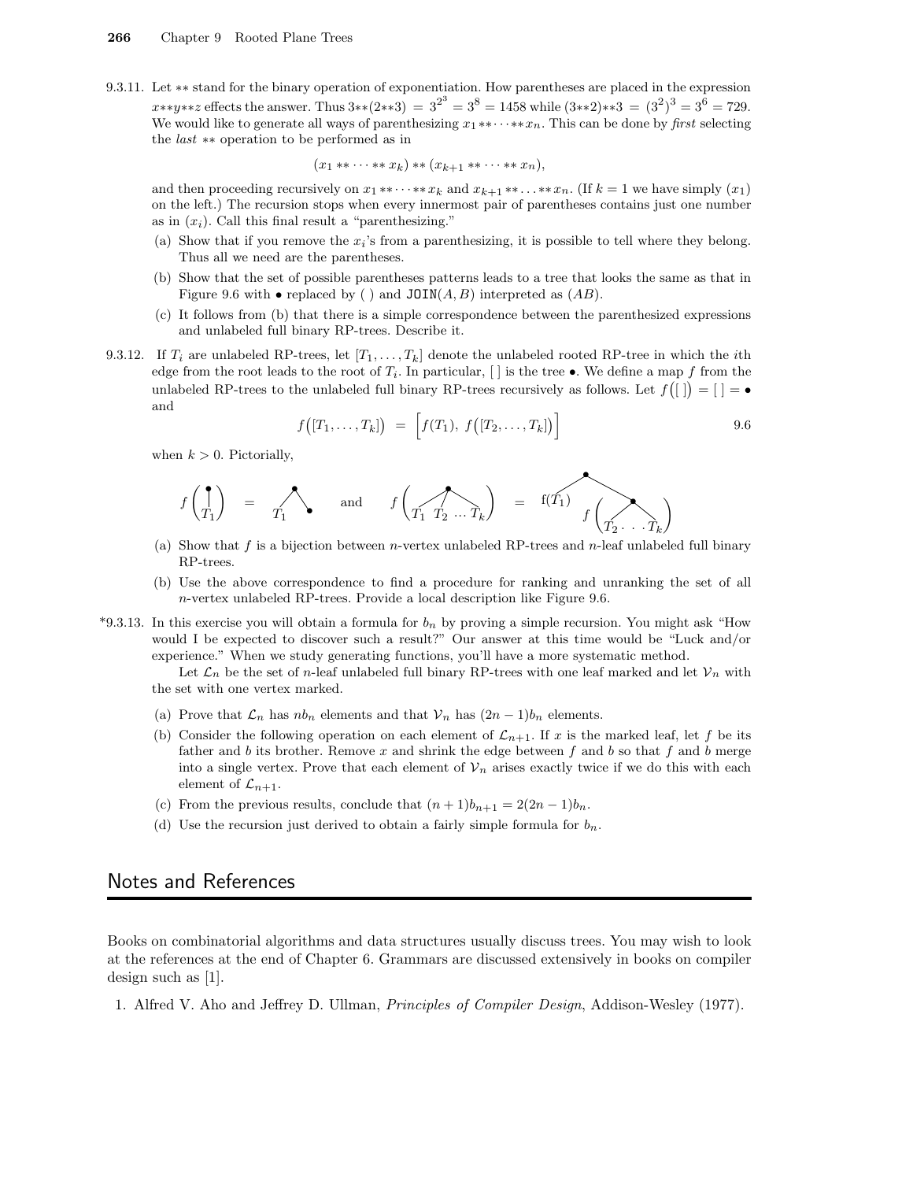9.3.11. Let $**$ stand for the binary operation of exponentiation. How parentheses are placed in the expression $x{**}y{**}z$ effects the answer. Thus $3{**}(2{**}3) = 3^{2^3} = 3^8 = 1458$ while $(3{**}2){**}3 = (3^2)^3 = 3^6 = 729$. We would like to generate all ways of parenthesizing $x_1 {**} \cdots {**} x_n$. This can be done by *first* selecting the *last* $**$ operation to be performed as in

$$(x_1 {**} \cdots {**}\, x_k) {**} (x_{k+1} {**} \cdots {**}\, x_n),$$

and then proceeding recursively on $x_1 {**} \cdots {**} x_k$ and $x_{k+1} {**} \ldots {**} x_n$. (If $k = 1$ we have simply $(x_1)$ on the left.) The recursion stops when every innermost pair of parentheses contains just one number as in $(x_i)$. Call this final result a "parenthesizing."

(a) Show that if you remove the $x_i$'s from a parenthesizing, it is possible to tell where they belong. Thus all we need are the parentheses.

(b) Show that the set of possible parentheses patterns leads to a tree that looks the same as that in Figure 9.6 with $\bullet$ replaced by ( ) and JOIN$(A, B)$ interpreted as $(AB)$.

(c) It follows from (b) that there is a simple correspondence between the parenthesized expressions and unlabeled full binary RP-trees. Describe it.

9.3.12. If $T_i$ are unlabeled RP-trees, let $[T_1, \ldots, T_k]$ denote the unlabeled rooted RP-tree in which the $i$th edge from the root leads to the root of $T_i$. In particular, $[\,]$ is the tree $\bullet$. We define a map $f$ from the unlabeled RP-trees to the unlabeled full binary RP-trees recursively as follows. Let $f\big([\,]\big) = [\,] = \bullet$ and

$$f\big([T_1, \ldots, T_k]\big) \;=\; \Big[f(T_1),\ f\big([T_2, \ldots, T_k]\big)\Big] \qquad 9.6$$

when $k > 0$. Pictorially,

f( $T_1$ ) = $T_1$ and f( $T_1$ $T_2$ ... $T_k$ ) = f($T_1$) f( $T_2$ . . . $T_k$ )

(a) Show that $f$ is a bijection between $n$-vertex unlabeled RP-trees and $n$-leaf unlabeled full binary RP-trees.

(b) Use the above correspondence to find a procedure for ranking and unranking the set of all $n$-vertex unlabeled RP-trees. Provide a local description like Figure 9.6.

*9.3.13. In this exercise you will obtain a formula for $b_n$ by proving a simple recursion. You might ask "How would I be expected to discover such a result?" Our answer at this time would be "Luck and/or experience." When we study generating functions, you'll have a more systematic method.

Let $\mathcal{L}_n$ be the set of $n$-leaf unlabeled full binary RP-trees with one leaf marked and let $\mathcal{V}_n$ with the set with one vertex marked.

(a) Prove that $\mathcal{L}_n$ has $nb_n$ elements and that $\mathcal{V}_n$ has $(2n-1)b_n$ elements.

(b) Consider the following operation on each element of $\mathcal{L}_{n+1}$. If $x$ is the marked leaf, let $f$ be its father and $b$ its brother. Remove $x$ and shrink the edge between $f$ and $b$ so that $f$ and $b$ merge into a single vertex. Prove that each element of $\mathcal{V}_n$ arises exactly twice if we do this with each element of $\mathcal{L}_{n+1}$.

(c) From the previous results, conclude that $(n+1)b_{n+1} = 2(2n-1)b_n$.

(d) Use the recursion just derived to obtain a fairly simple formula for $b_n$.

## Notes and References

Books on combinatorial algorithms and data structures usually discuss trees. You may wish to look at the references at the end of Chapter 6. Grammars are discussed extensively in books on compiler design such as [1].

1. Alfred V. Aho and Jeffrey D. Ullman, *Principles of Compiler Design*, Addison-Wesley (1977).